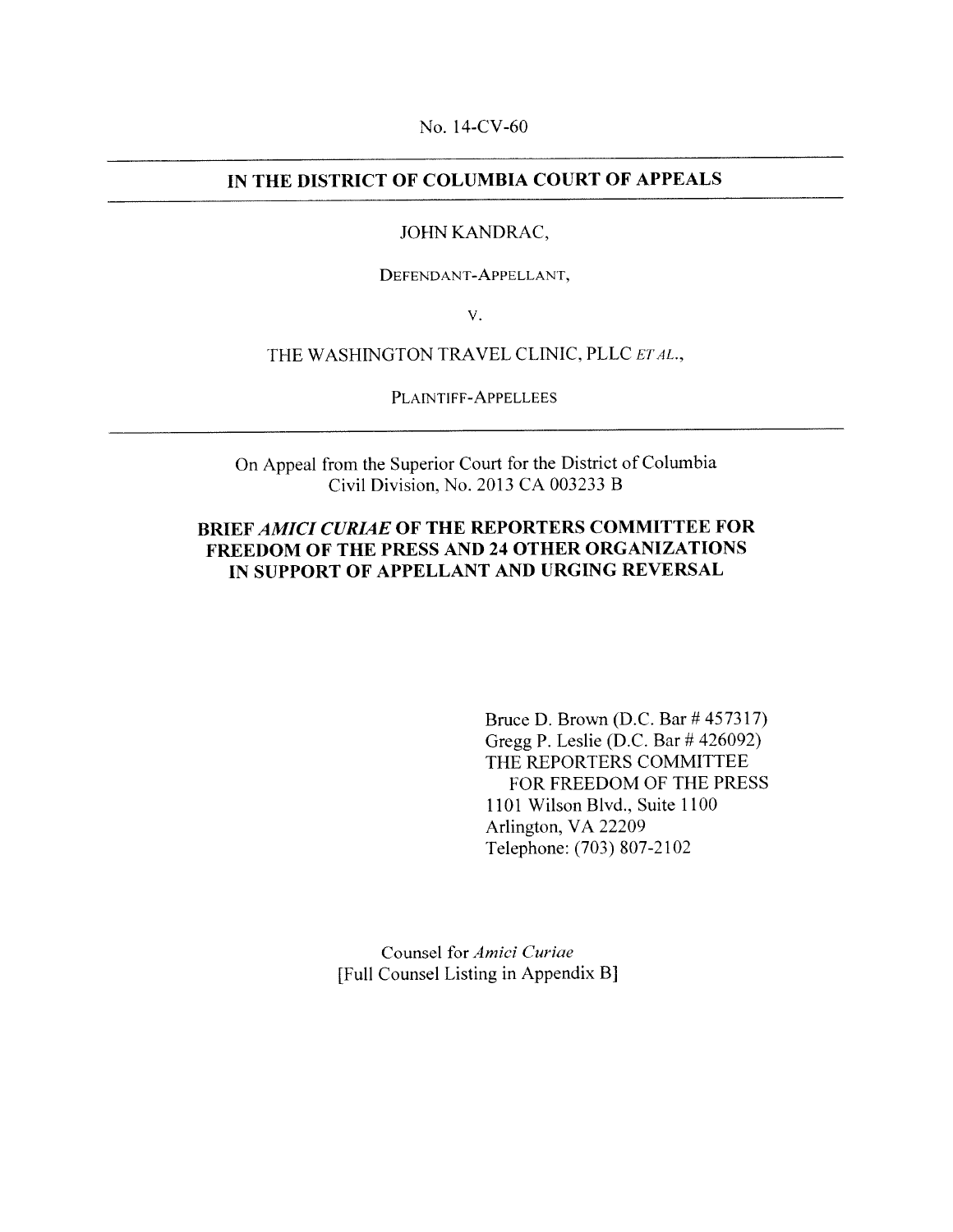No. 14-CV-60

---

**IN THE DISTRICT OF COLUMBIA COURT OF APPEALS**

---

JOHN KANDRAC,

DEFENDANT-APPELLANT,

V.

THE WASHINGTON TRAVEL CLINIC, PLLC *ET AL.*,

PLAINTIFF-APPELLEES

---

On Appeal from the Superior Court for the District of Columbia
Civil Division, No. 2013 CA 003233 B

**BRIEF *AMICI CURIAE* OF THE REPORTERS COMMITTEE FOR FREEDOM OF THE PRESS AND 24 OTHER ORGANIZATIONS IN SUPPORT OF APPELLANT AND URGING REVERSAL**

Bruce D. Brown (D.C. Bar # 457317)
Gregg P. Leslie (D.C. Bar # 426092)
THE REPORTERS COMMITTEE
FOR FREEDOM OF THE PRESS
1101 Wilson Blvd., Suite 1100
Arlington, VA 22209
Telephone: (703) 807-2102

Counsel for *Amici Curiae*
[Full Counsel Listing in Appendix B]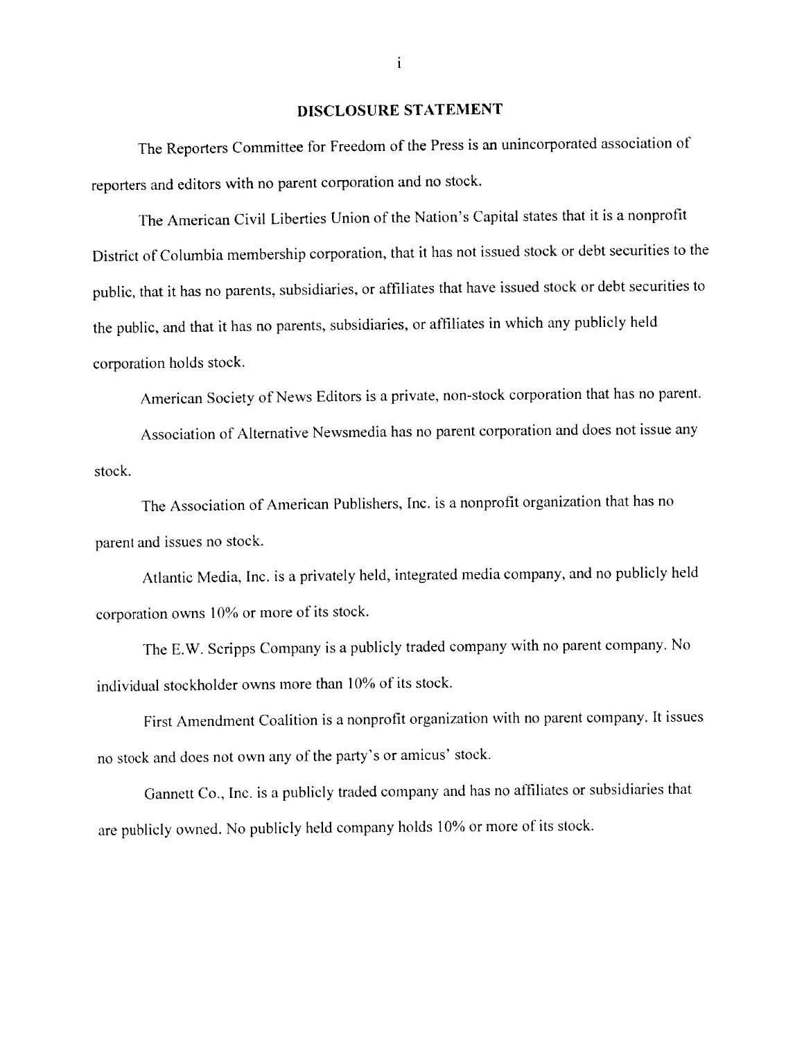## DISCLOSURE STATEMENT

The Reporters Committee for Freedom of the Press is an unincorporated association of reporters and editors with no parent corporation and no stock.

The American Civil Liberties Union of the Nation's Capital states that it is a nonprofit District of Columbia membership corporation, that it has not issued stock or debt securities to the public, that it has no parents, subsidiaries, or affiliates that have issued stock or debt securities to the public, and that it has no parents, subsidiaries, or affiliates in which any publicly held corporation holds stock.

American Society of News Editors is a private, non-stock corporation that has no parent.

Association of Alternative Newsmedia has no parent corporation and does not issue any stock.

The Association of American Publishers, Inc. is a nonprofit organization that has no parent and issues no stock.

Atlantic Media, Inc. is a privately held, integrated media company, and no publicly held corporation owns 10% or more of its stock.

The E.W. Scripps Company is a publicly traded company with no parent company. No individual stockholder owns more than 10% of its stock.

First Amendment Coalition is a nonprofit organization with no parent company. It issues no stock and does not own any of the party's or amicus' stock.

Gannett Co., Inc. is a publicly traded company and has no affiliates or subsidiaries that are publicly owned. No publicly held company holds 10% or more of its stock.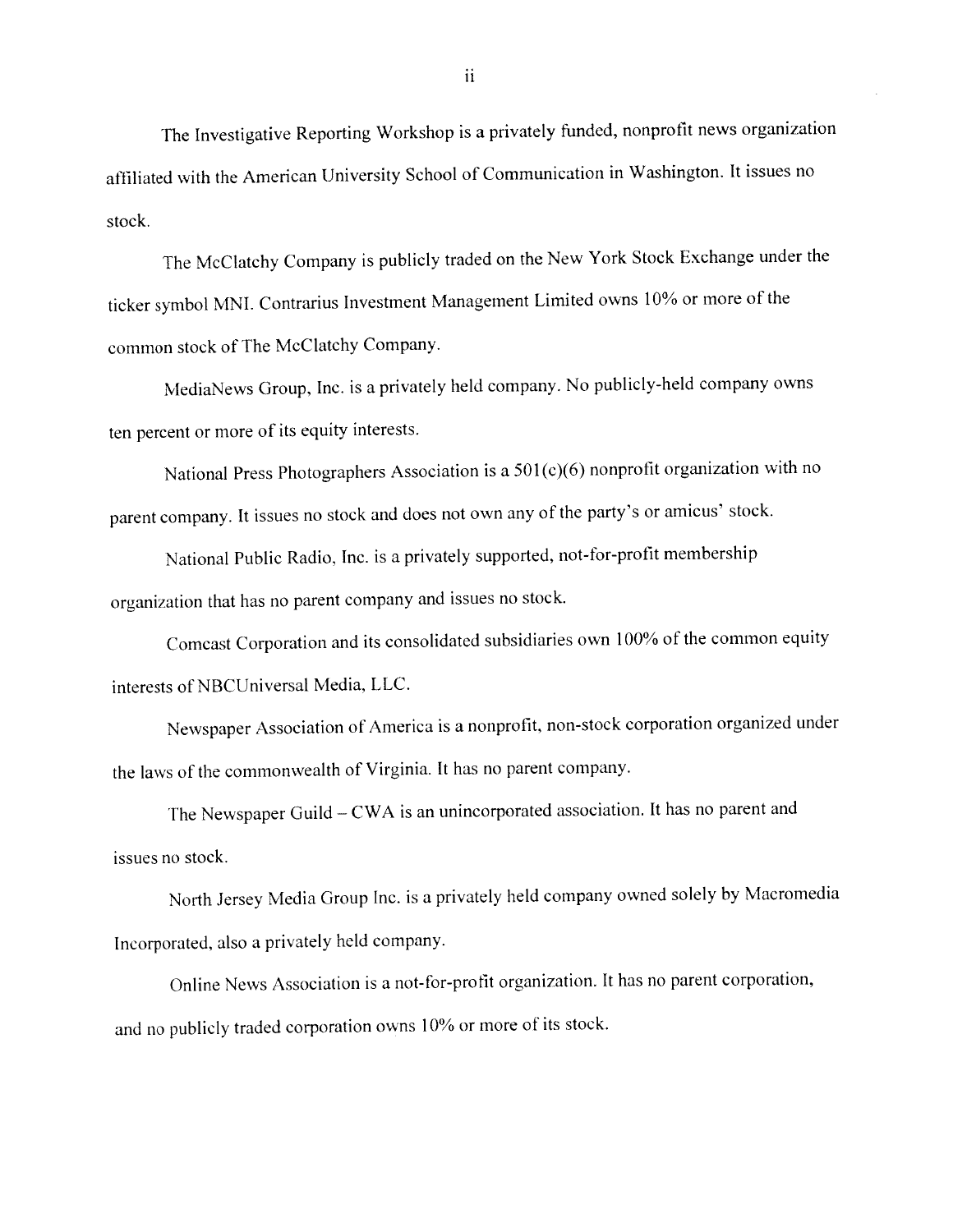The Investigative Reporting Workshop is a privately funded, nonprofit news organization affiliated with the American University School of Communication in Washington. It issues no stock.

The McClatchy Company is publicly traded on the New York Stock Exchange under the ticker symbol MNI. Contrarius Investment Management Limited owns 10% or more of the common stock of The McClatchy Company.

MediaNews Group, Inc. is a privately held company. No publicly-held company owns ten percent or more of its equity interests.

National Press Photographers Association is a 501(c)(6) nonprofit organization with no parent company. It issues no stock and does not own any of the party's or amicus' stock.

National Public Radio, Inc. is a privately supported, not-for-profit membership organization that has no parent company and issues no stock.

Comcast Corporation and its consolidated subsidiaries own 100% of the common equity interests of NBCUniversal Media, LLC.

Newspaper Association of America is a nonprofit, non-stock corporation organized under the laws of the commonwealth of Virginia. It has no parent company.

The Newspaper Guild – CWA is an unincorporated association. It has no parent and issues no stock.

North Jersey Media Group Inc. is a privately held company owned solely by Macromedia Incorporated, also a privately held company.

Online News Association is a not-for-profit organization. It has no parent corporation, and no publicly traded corporation owns 10% or more of its stock.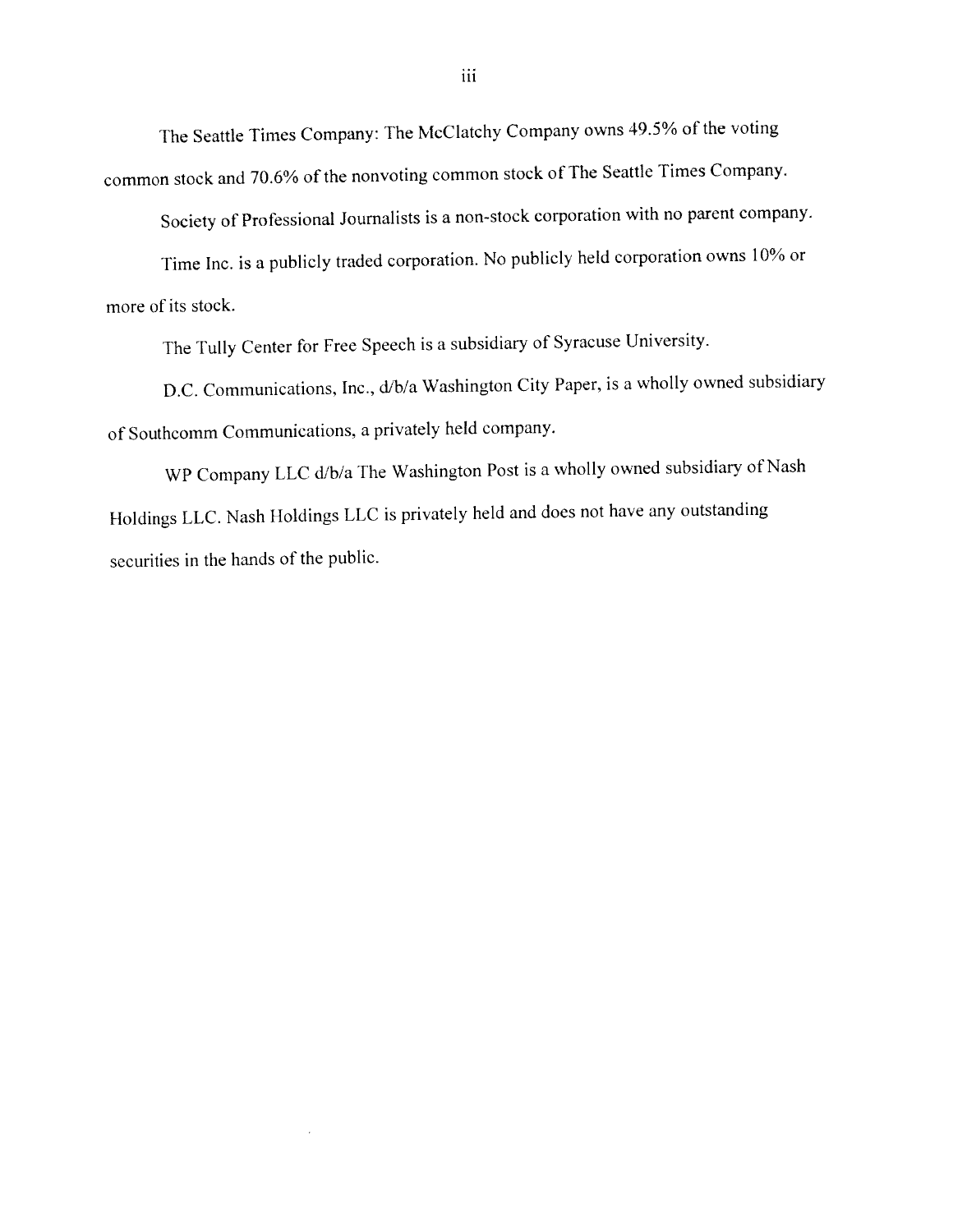The Seattle Times Company: The McClatchy Company owns 49.5% of the voting common stock and 70.6% of the nonvoting common stock of The Seattle Times Company.

Society of Professional Journalists is a non-stock corporation with no parent company.

Time Inc. is a publicly traded corporation. No publicly held corporation owns 10% or more of its stock.

The Tully Center for Free Speech is a subsidiary of Syracuse University.

D.C. Communications, Inc., d/b/a Washington City Paper, is a wholly owned subsidiary of Southcomm Communications, a privately held company.

WP Company LLC d/b/a The Washington Post is a wholly owned subsidiary of Nash Holdings LLC. Nash Holdings LLC is privately held and does not have any outstanding securities in the hands of the public.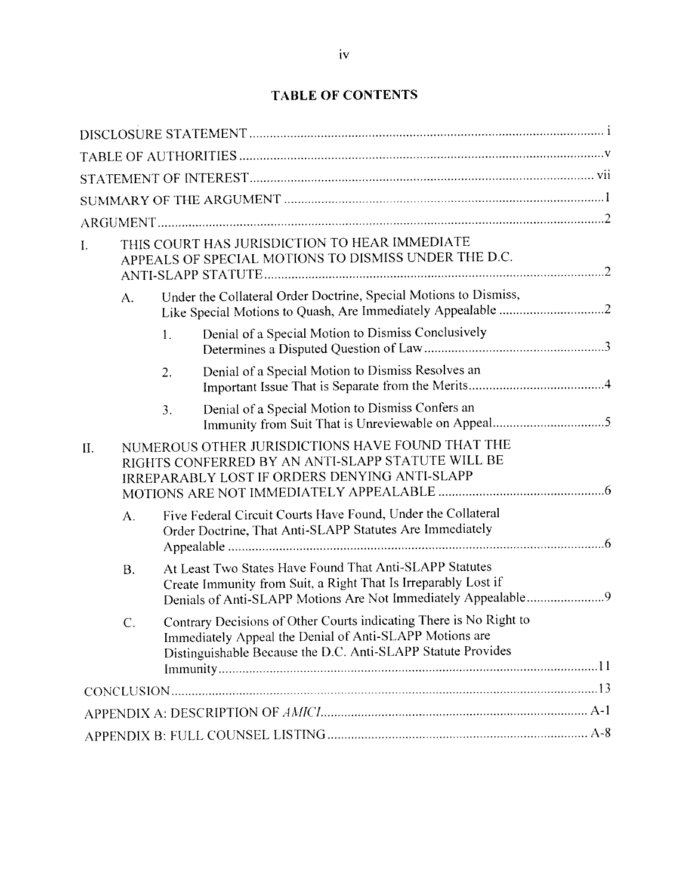# TABLE OF CONTENTS

DISCLOSURE STATEMENT ..... i

TABLE OF AUTHORITIES ..... v

STATEMENT OF INTEREST ..... vii

SUMMARY OF THE ARGUMENT ..... 1

ARGUMENT ..... 2

I. THIS COURT HAS JURISDICTION TO HEAR IMMEDIATE APPEALS OF SPECIAL MOTIONS TO DISMISS UNDER THE D.C. ANTI-SLAPP STATUTE ..... 2

  A. Under the Collateral Order Doctrine, Special Motions to Dismiss, Like Special Motions to Quash, Are Immediately Appealable ..... 2

    1. Denial of a Special Motion to Dismiss Conclusively Determines a Disputed Question of Law ..... 3

    2. Denial of a Special Motion to Dismiss Resolves an Important Issue That is Separate from the Merits ..... 4

    3. Denial of a Special Motion to Dismiss Confers an Immunity from Suit That is Unreviewable on Appeal ..... 5

II. NUMEROUS OTHER JURISDICTIONS HAVE FOUND THAT THE RIGHTS CONFERRED BY AN ANTI-SLAPP STATUTE WILL BE IRREPARABLY LOST IF ORDERS DENYING ANTI-SLAPP MOTIONS ARE NOT IMMEDIATELY APPEALABLE ..... 6

  A. Five Federal Circuit Courts Have Found, Under the Collateral Order Doctrine, That Anti-SLAPP Statutes Are Immediately Appealable ..... 6

  B. At Least Two States Have Found That Anti-SLAPP Statutes Create Immunity from Suit, a Right That Is Irreparably Lost if Denials of Anti-SLAPP Motions Are Not Immediately Appealable ..... 9

  C. Contrary Decisions of Other Courts indicating There is No Right to Immediately Appeal the Denial of Anti-SLAPP Motions are Distinguishable Because the D.C. Anti-SLAPP Statute Provides Immunity ..... 11

CONCLUSION ..... 13

APPENDIX A: DESCRIPTION OF *AMICI* ..... A-1

APPENDIX B: FULL COUNSEL LISTING ..... A-8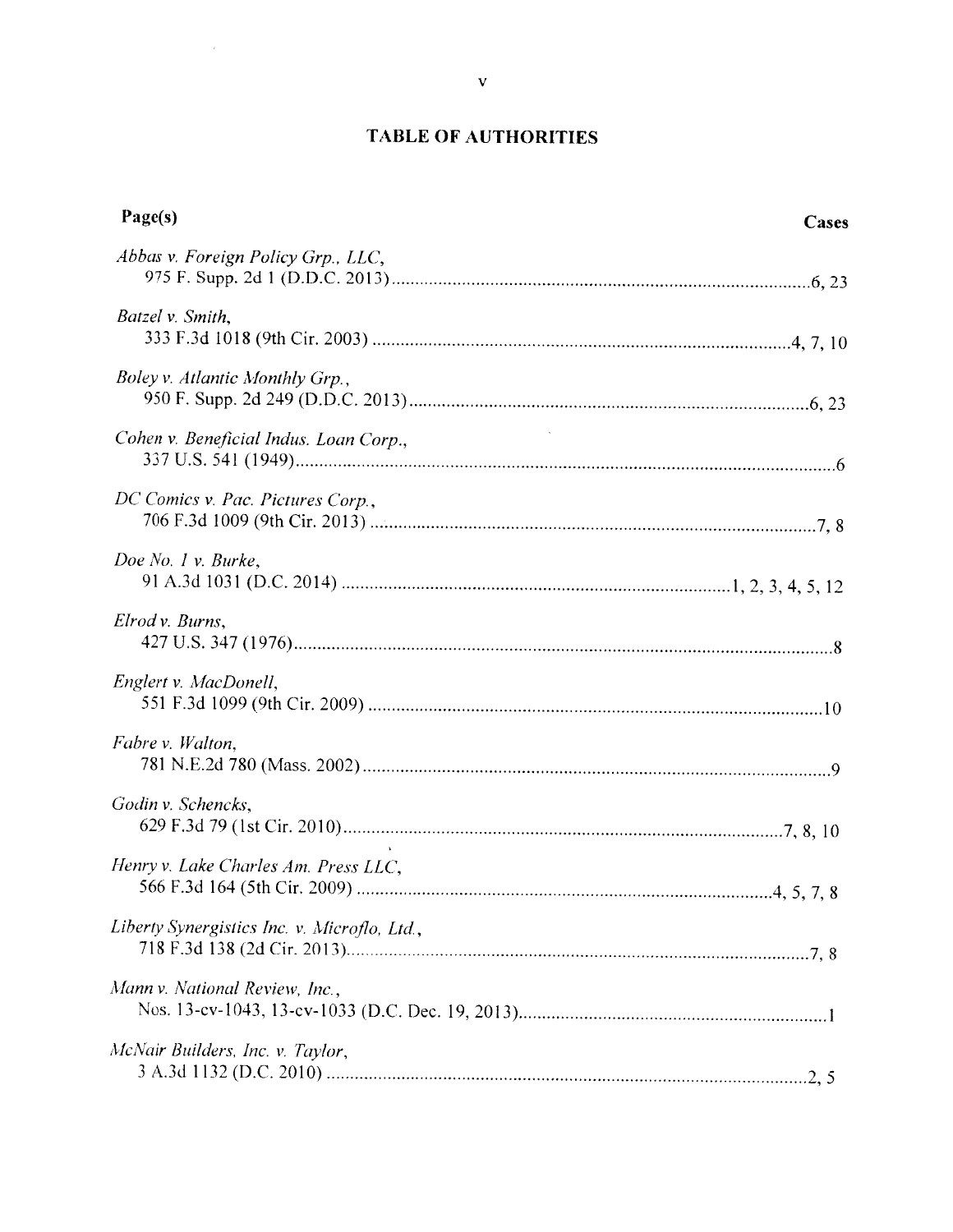# TABLE OF AUTHORITIES

**Page(s)**

**Cases**

*Abbas v. Foreign Policy Grp., LLC*,
975 F. Supp. 2d 1 (D.D.C. 2013) ........................................................................................6, 23

*Batzel v. Smith*,
333 F.3d 1018 (9th Cir. 2003) ........................................................................................4, 7, 10

*Boley v. Atlantic Monthly Grp.*,
950 F. Supp. 2d 249 (D.D.C. 2013) ....................................................................................6, 23

*Cohen v. Beneficial Indus. Loan Corp.*,
337 U.S. 541 (1949) ...............................................................................................................6

*DC Comics v. Pac. Pictures Corp.*,
706 F.3d 1009 (9th Cir. 2013) ............................................................................................7, 8

*Doe No. 1 v. Burke*,
91 A.3d 1031 (D.C. 2014) ..............................................................................1, 2, 3, 4, 5, 12

*Elrod v. Burns*,
427 U.S. 347 (1976) ..............................................................................................................8

*Englert v. MacDonell*,
551 F.3d 1099 (9th Cir. 2009) ............................................................................................10

*Fabre v. Walton*,
781 N.E.2d 780 (Mass. 2002) ...............................................................................................9

*Godin v. Schencks*,
629 F.3d 79 (1st Cir. 2010) ..............................................................................................7, 8, 10

*Henry v. Lake Charles Am. Press LLC*,
566 F.3d 164 (5th Cir. 2009) ...........................................................................................4, 5, 7, 8

*Liberty Synergistics Inc. v. Microflo, Ltd.*,
718 F.3d 138 (2d Cir. 2013) ...............................................................................................7, 8

*Mann v. National Review, Inc.*,
Nos. 13-cv-1043, 13-cv-1033 (D.C. Dec. 19, 2013) ..............................................................1

*McNair Builders, Inc. v. Taylor*,
3 A.3d 1132 (D.C. 2010) ...................................................................................................2, 5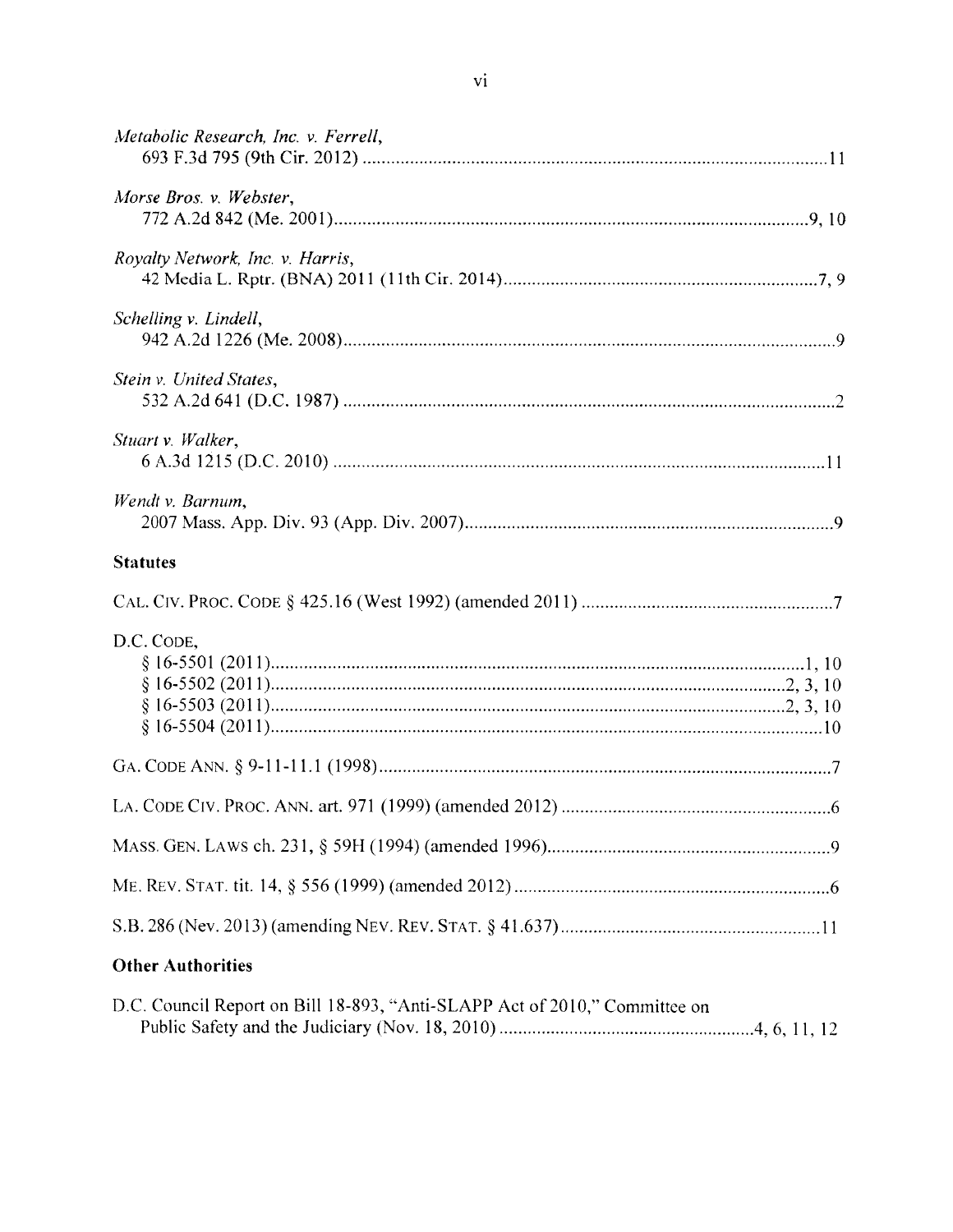*Metabolic Research, Inc. v. Ferrell*,
693 F.3d 795 (9th Cir. 2012) ....................................................................................................11

*Morse Bros. v. Webster*,
772 A.2d 842 (Me. 2001)......................................................................................................9, 10

*Royalty Network, Inc. v. Harris*,
42 Media L. Rptr. (BNA) 2011 (11th Cir. 2014)...................................................................7, 9

*Schelling v. Lindell*,
942 A.2d 1226 (Me. 2008).........................................................................................................9

*Stein v. United States*,
532 A.2d 641 (D.C. 1987) .........................................................................................................2

*Stuart v. Walker*,
6 A.3d 1215 (D.C. 2010) .........................................................................................................11

*Wendt v. Barnum*,
2007 Mass. App. Div. 93 (App. Div. 2007)...............................................................................9

**Statutes**

CAL. CIV. PROC. CODE § 425.16 (West 1992) (amended 2011) ......................................................7

D.C. CODE,
§ 16-5501 (2011)..................................................................................................................1, 10
§ 16-5502 (2011)...............................................................................................................2, 3, 10
§ 16-5503 (2011)...............................................................................................................2, 3, 10
§ 16-5504 (2011).......................................................................................................................10

GA. CODE ANN. § 9-11-11.1 (1998).................................................................................................7

LA. CODE CIV. PROC. ANN. art. 971 (1999) (amended 2012) ..........................................................6

MASS. GEN. LAWS ch. 231, § 59H (1994) (amended 1996).............................................................9

ME. REV. STAT. tit. 14, § 556 (1999) (amended 2012) ....................................................................6

S.B. 286 (Nev. 2013) (amending NEV. REV. STAT. § 41.637) .........................................................11

**Other Authorities**

D.C. Council Report on Bill 18-893, "Anti-SLAPP Act of 2010," Committee on
Public Safety and the Judiciary (Nov. 18, 2010) .......................................................4, 6, 11, 12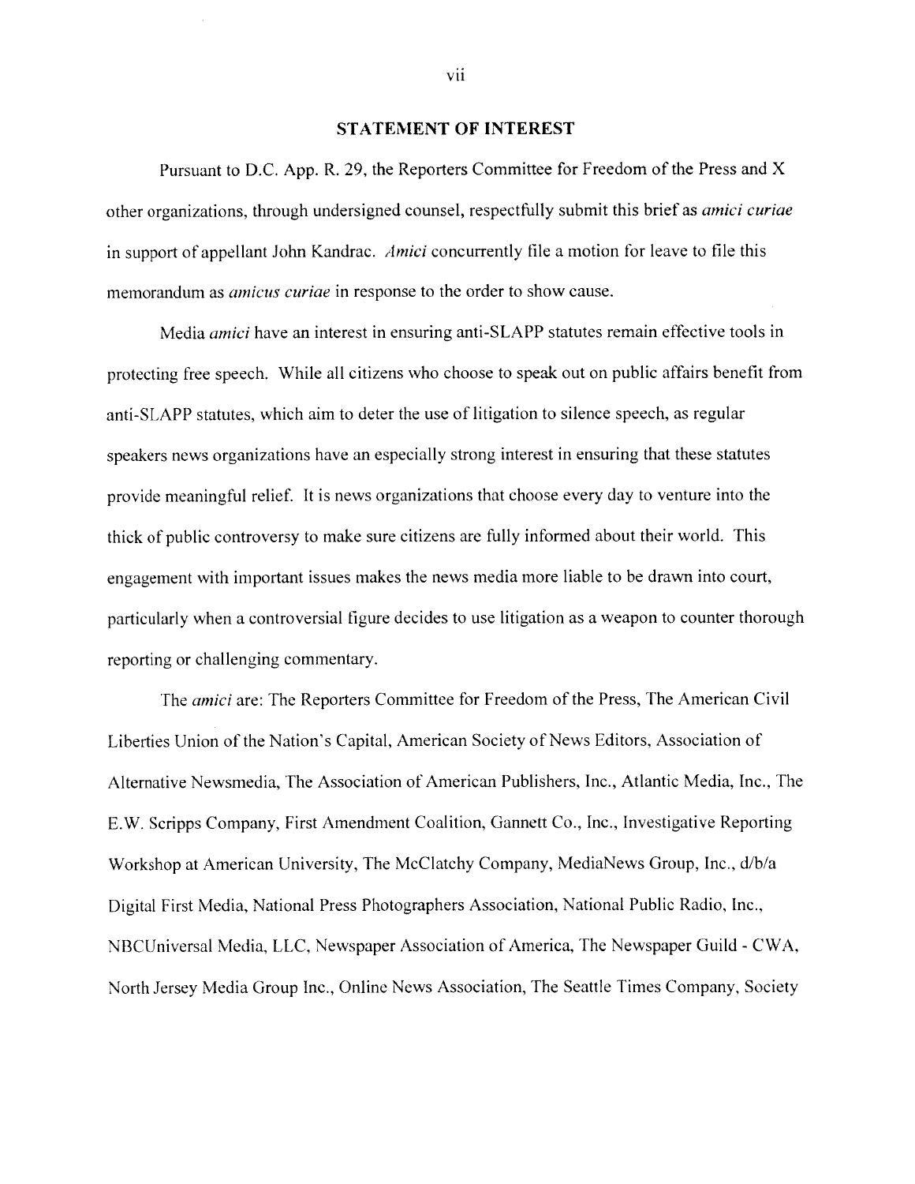## STATEMENT OF INTEREST

Pursuant to D.C. App. R. 29, the Reporters Committee for Freedom of the Press and X other organizations, through undersigned counsel, respectfully submit this brief as *amici curiae* in support of appellant John Kandrac. *Amici* concurrently file a motion for leave to file this memorandum as *amicus curiae* in response to the order to show cause.

Media *amici* have an interest in ensuring anti-SLAPP statutes remain effective tools in protecting free speech. While all citizens who choose to speak out on public affairs benefit from anti-SLAPP statutes, which aim to deter the use of litigation to silence speech, as regular speakers news organizations have an especially strong interest in ensuring that these statutes provide meaningful relief. It is news organizations that choose every day to venture into the thick of public controversy to make sure citizens are fully informed about their world. This engagement with important issues makes the news media more liable to be drawn into court, particularly when a controversial figure decides to use litigation as a weapon to counter thorough reporting or challenging commentary.

The *amici* are: The Reporters Committee for Freedom of the Press, The American Civil Liberties Union of the Nation's Capital, American Society of News Editors, Association of Alternative Newsmedia, The Association of American Publishers, Inc., Atlantic Media, Inc., The E.W. Scripps Company, First Amendment Coalition, Gannett Co., Inc., Investigative Reporting Workshop at American University, The McClatchy Company, MediaNews Group, Inc., d/b/a Digital First Media, National Press Photographers Association, National Public Radio, Inc., NBCUniversal Media, LLC, Newspaper Association of America, The Newspaper Guild - CWA, North Jersey Media Group Inc., Online News Association, The Seattle Times Company, Society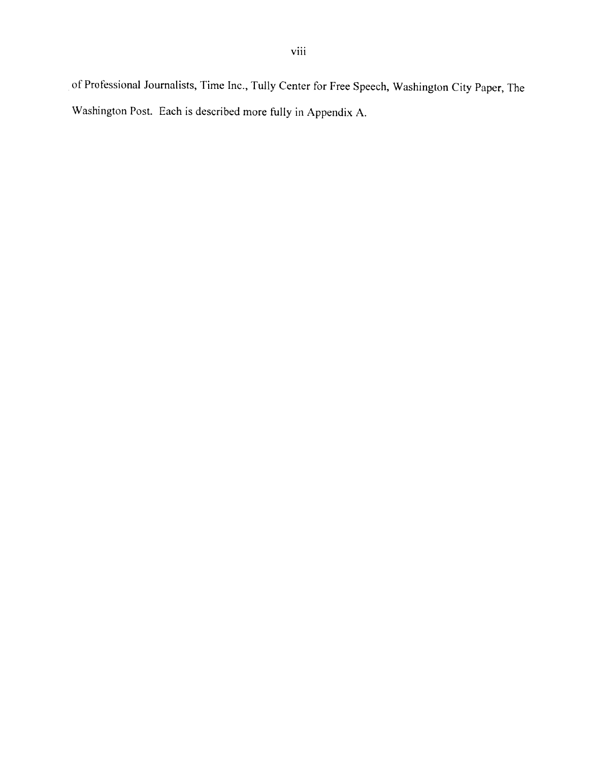of Professional Journalists, Time Inc., Tully Center for Free Speech, Washington City Paper, The Washington Post. Each is described more fully in Appendix A.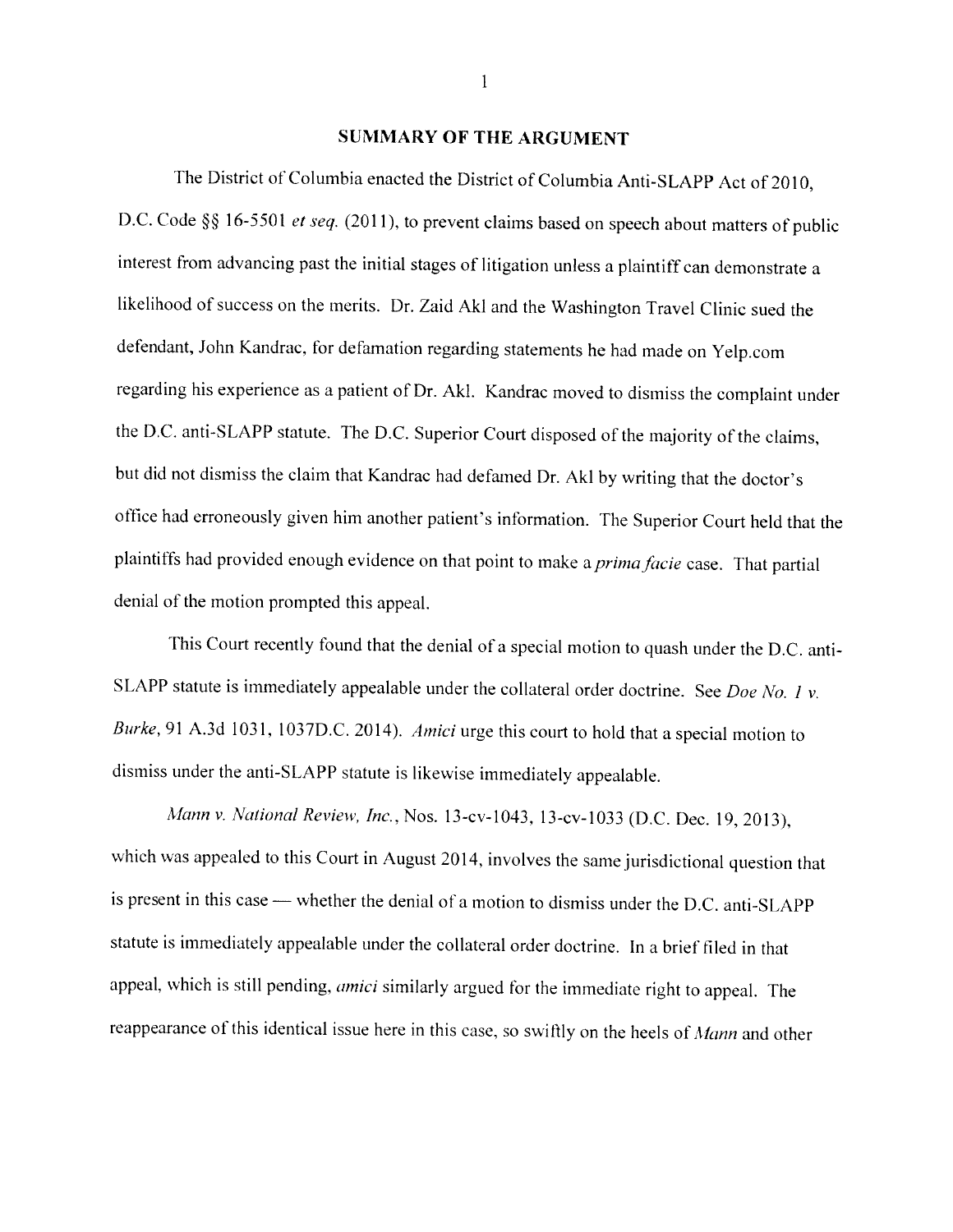## SUMMARY OF THE ARGUMENT

The District of Columbia enacted the District of Columbia Anti-SLAPP Act of 2010, D.C. Code §§ 16-5501 *et seq.* (2011), to prevent claims based on speech about matters of public interest from advancing past the initial stages of litigation unless a plaintiff can demonstrate a likelihood of success on the merits. Dr. Zaid Akl and the Washington Travel Clinic sued the defendant, John Kandrac, for defamation regarding statements he had made on Yelp.com regarding his experience as a patient of Dr. Akl. Kandrac moved to dismiss the complaint under the D.C. anti-SLAPP statute. The D.C. Superior Court disposed of the majority of the claims, but did not dismiss the claim that Kandrac had defamed Dr. Akl by writing that the doctor's office had erroneously given him another patient's information. The Superior Court held that the plaintiffs had provided enough evidence on that point to make a *prima facie* case. That partial denial of the motion prompted this appeal.

This Court recently found that the denial of a special motion to quash under the D.C. anti-SLAPP statute is immediately appealable under the collateral order doctrine. See *Doe No. 1 v. Burke*, 91 A.3d 1031, 1037D.C. 2014). *Amici* urge this court to hold that a special motion to dismiss under the anti-SLAPP statute is likewise immediately appealable.

*Mann v. National Review, Inc.*, Nos. 13-cv-1043, 13-cv-1033 (D.C. Dec. 19, 2013), which was appealed to this Court in August 2014, involves the same jurisdictional question that is present in this case — whether the denial of a motion to dismiss under the D.C. anti-SLAPP statute is immediately appealable under the collateral order doctrine. In a brief filed in that appeal, which is still pending, *amici* similarly argued for the immediate right to appeal. The reappearance of this identical issue here in this case, so swiftly on the heels of *Mann* and other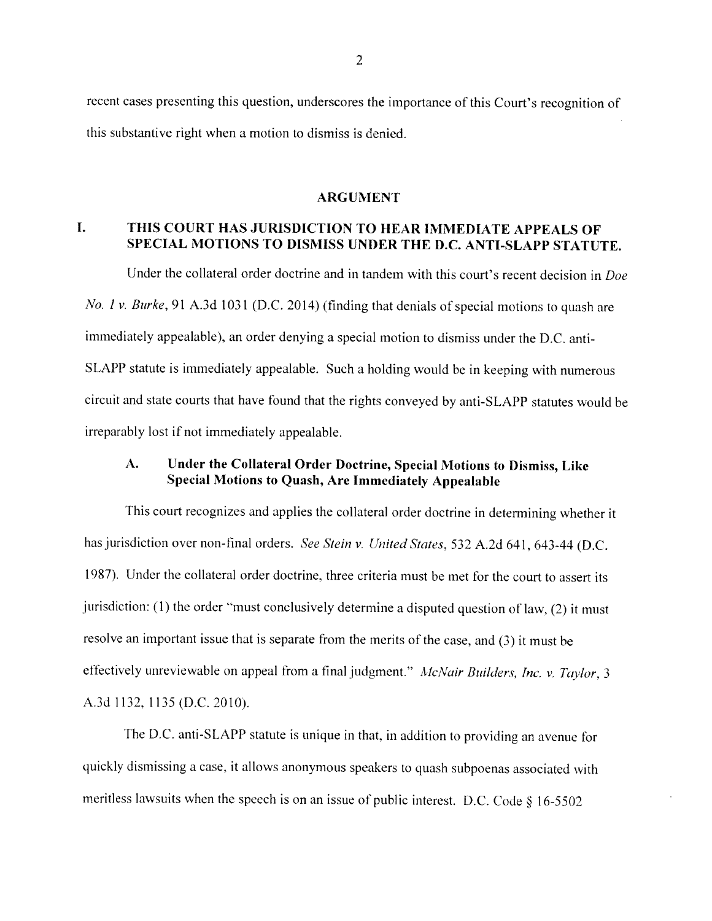recent cases presenting this question, underscores the importance of this Court's recognition of this substantive right when a motion to dismiss is denied.

## ARGUMENT

### I. THIS COURT HAS JURISDICTION TO HEAR IMMEDIATE APPEALS OF SPECIAL MOTIONS TO DISMISS UNDER THE D.C. ANTI-SLAPP STATUTE.

Under the collateral order doctrine and in tandem with this court's recent decision in *Doe No. 1 v. Burke*, 91 A.3d 1031 (D.C. 2014) (finding that denials of special motions to quash are immediately appealable), an order denying a special motion to dismiss under the D.C. anti-SLAPP statute is immediately appealable. Such a holding would be in keeping with numerous circuit and state courts that have found that the rights conveyed by anti-SLAPP statutes would be irreparably lost if not immediately appealable.

#### A. Under the Collateral Order Doctrine, Special Motions to Dismiss, Like Special Motions to Quash, Are Immediately Appealable

This court recognizes and applies the collateral order doctrine in determining whether it has jurisdiction over non-final orders. *See Stein v. United States*, 532 A.2d 641, 643-44 (D.C. 1987). Under the collateral order doctrine, three criteria must be met for the court to assert its jurisdiction: (1) the order "must conclusively determine a disputed question of law, (2) it must resolve an important issue that is separate from the merits of the case, and (3) it must be effectively unreviewable on appeal from a final judgment." *McNair Builders, Inc. v. Taylor*, 3 A.3d 1132, 1135 (D.C. 2010).

The D.C. anti-SLAPP statute is unique in that, in addition to providing an avenue for quickly dismissing a case, it allows anonymous speakers to quash subpoenas associated with meritless lawsuits when the speech is on an issue of public interest. D.C. Code § 16-5502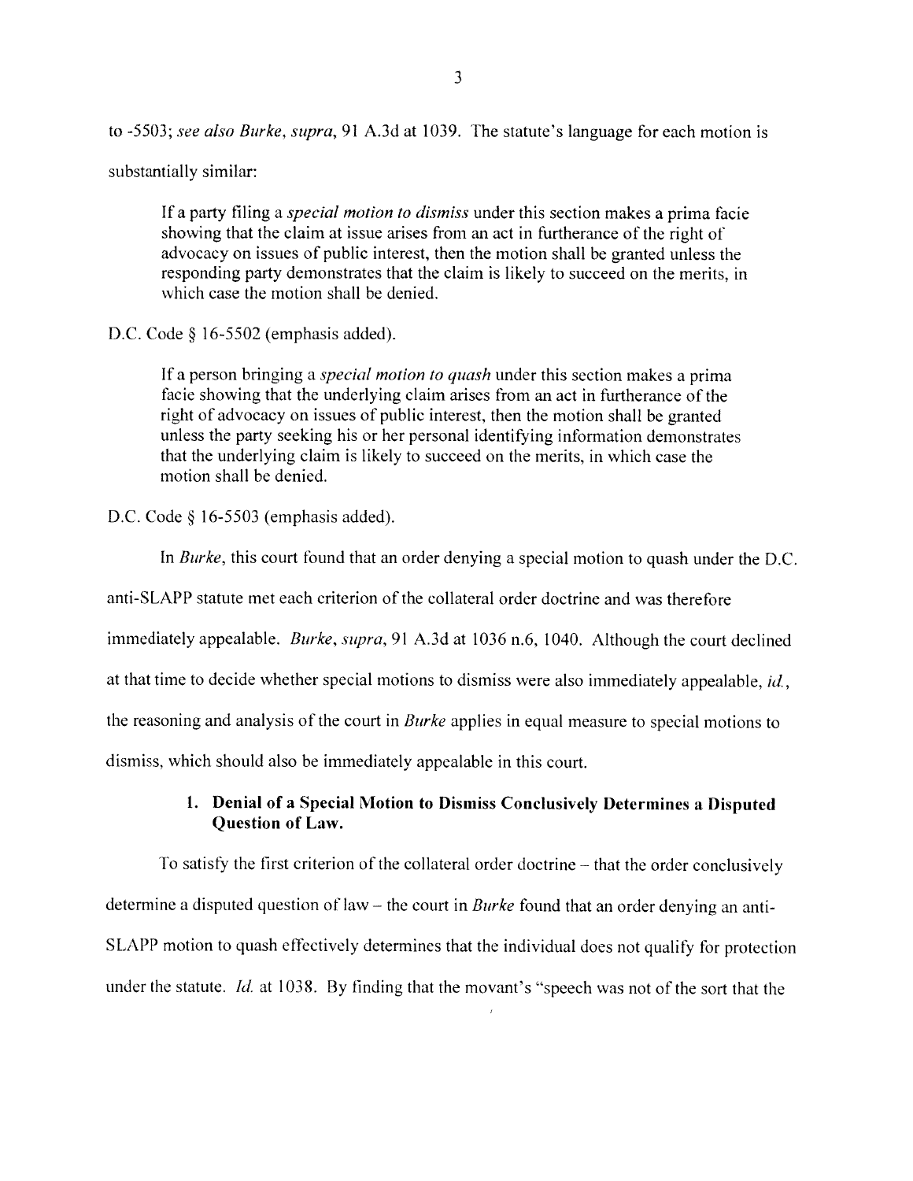to -5503; *see also Burke*, *supra*, 91 A.3d at 1039. The statute's language for each motion is substantially similar:

> If a party filing a *special motion to dismiss* under this section makes a prima facie showing that the claim at issue arises from an act in furtherance of the right of advocacy on issues of public interest, then the motion shall be granted unless the responding party demonstrates that the claim is likely to succeed on the merits, in which case the motion shall be denied.

D.C. Code § 16-5502 (emphasis added).

> If a person bringing a *special motion to quash* under this section makes a prima facie showing that the underlying claim arises from an act in furtherance of the right of advocacy on issues of public interest, then the motion shall be granted unless the party seeking his or her personal identifying information demonstrates that the underlying claim is likely to succeed on the merits, in which case the motion shall be denied.

D.C. Code § 16-5503 (emphasis added).

In *Burke*, this court found that an order denying a special motion to quash under the D.C. anti-SLAPP statute met each criterion of the collateral order doctrine and was therefore immediately appealable. *Burke*, *supra*, 91 A.3d at 1036 n.6, 1040. Although the court declined at that time to decide whether special motions to dismiss were also immediately appealable, *id.*, the reasoning and analysis of the court in *Burke* applies in equal measure to special motions to dismiss, which should also be immediately appealable in this court.

### 1. Denial of a Special Motion to Dismiss Conclusively Determines a Disputed Question of Law.

To satisfy the first criterion of the collateral order doctrine – that the order conclusively determine a disputed question of law – the court in *Burke* found that an order denying an anti-SLAPP motion to quash effectively determines that the individual does not qualify for protection under the statute. *Id.* at 1038. By finding that the movant's "speech was not of the sort that the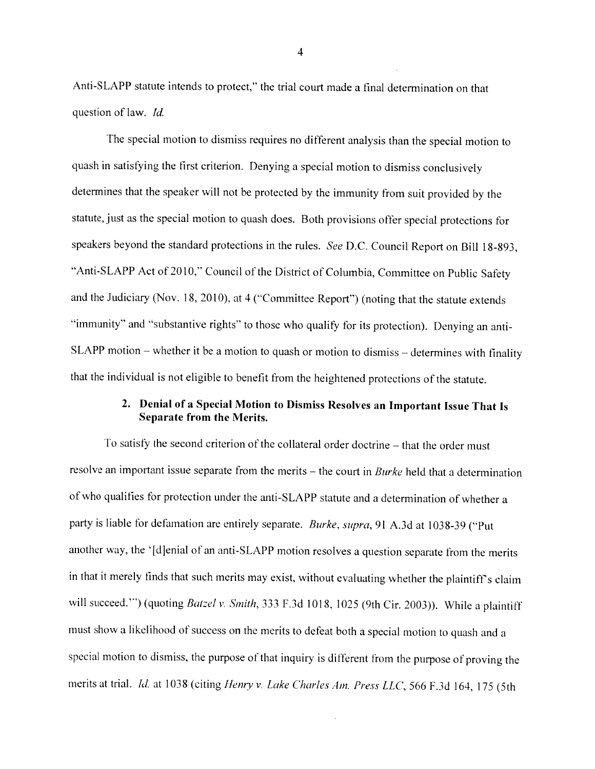Anti-SLAPP statute intends to protect," the trial court made a final determination on that question of law. *Id.*

The special motion to dismiss requires no different analysis than the special motion to quash in satisfying the first criterion. Denying a special motion to dismiss conclusively determines that the speaker will not be protected by the immunity from suit provided by the statute, just as the special motion to quash does. Both provisions offer special protections for speakers beyond the standard protections in the rules. *See* D.C. Council Report on Bill 18-893, "Anti-SLAPP Act of 2010," Council of the District of Columbia, Committee on Public Safety and the Judiciary (Nov. 18, 2010), at 4 ("Committee Report") (noting that the statute extends "immunity" and "substantive rights" to those who qualify for its protection). Denying an anti-SLAPP motion – whether it be a motion to quash or motion to dismiss – determines with finality that the individual is not eligible to benefit from the heightened protections of the statute.

### 2. Denial of a Special Motion to Dismiss Resolves an Important Issue That Is Separate from the Merits.

To satisfy the second criterion of the collateral order doctrine – that the order must resolve an important issue separate from the merits – the court in *Burke* held that a determination of who qualifies for protection under the anti-SLAPP statute and a determination of whether a party is liable for defamation are entirely separate. *Burke*, *supra*, 91 A.3d at 1038-39 ("Put another way, the '[d]enial of an anti-SLAPP motion resolves a question separate from the merits in that it merely finds that such merits may exist, without evaluating whether the plaintiff's claim will succeed.'") (quoting *Batzel v. Smith*, 333 F.3d 1018, 1025 (9th Cir. 2003)). While a plaintiff must show a likelihood of success on the merits to defeat both a special motion to quash and a special motion to dismiss, the purpose of that inquiry is different from the purpose of proving the merits at trial. *Id.* at 1038 (citing *Henry v. Lake Charles Am. Press LLC*, 566 F.3d 164, 175 (5th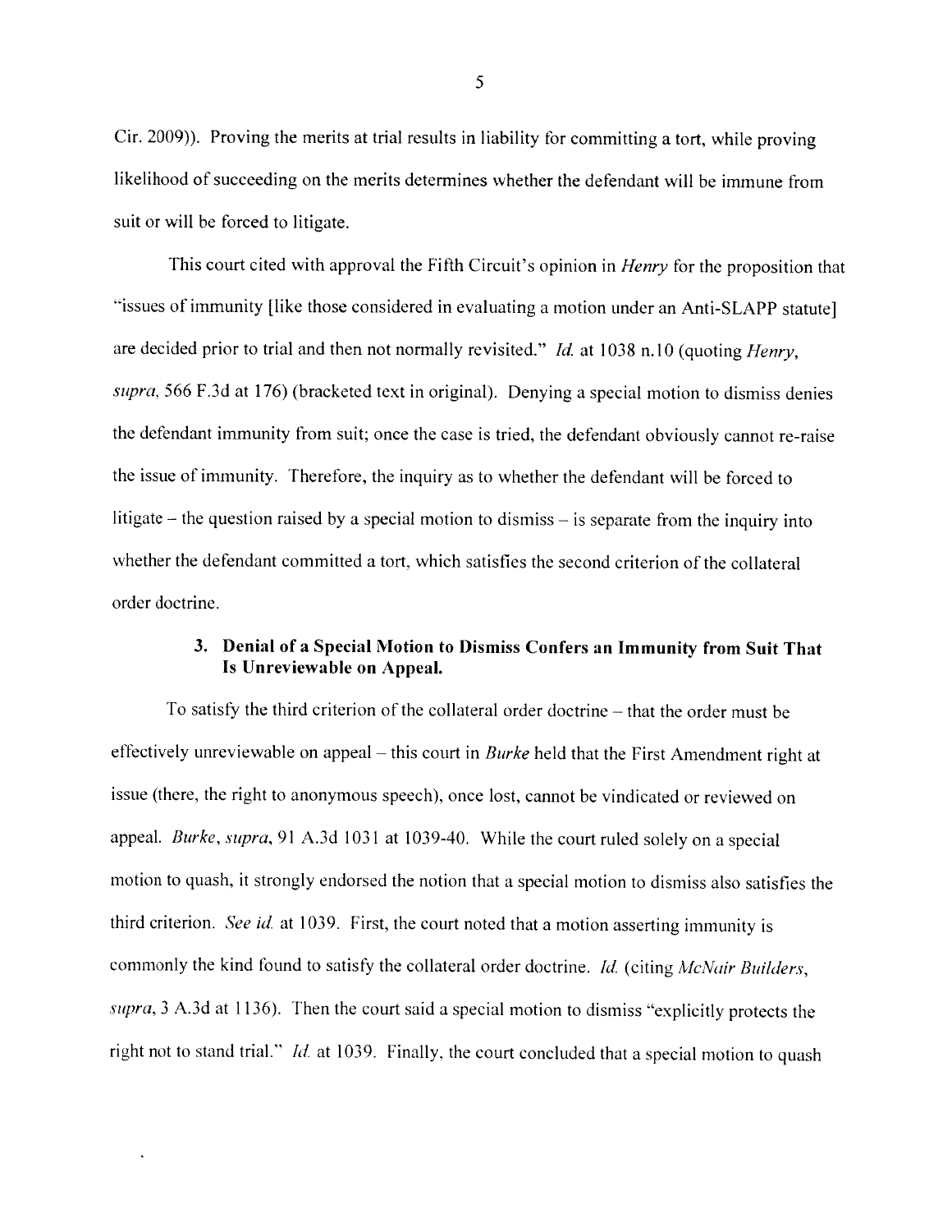Cir. 2009)). Proving the merits at trial results in liability for committing a tort, while proving likelihood of succeeding on the merits determines whether the defendant will be immune from suit or will be forced to litigate.

This court cited with approval the Fifth Circuit's opinion in *Henry* for the proposition that "issues of immunity [like those considered in evaluating a motion under an Anti-SLAPP statute] are decided prior to trial and then not normally revisited." *Id.* at 1038 n.10 (quoting *Henry*, *supra*, 566 F.3d at 176) (bracketed text in original). Denying a special motion to dismiss denies the defendant immunity from suit; once the case is tried, the defendant obviously cannot re-raise the issue of immunity. Therefore, the inquiry as to whether the defendant will be forced to litigate – the question raised by a special motion to dismiss – is separate from the inquiry into whether the defendant committed a tort, which satisfies the second criterion of the collateral order doctrine.

### 3. Denial of a Special Motion to Dismiss Confers an Immunity from Suit That Is Unreviewable on Appeal.

To satisfy the third criterion of the collateral order doctrine – that the order must be effectively unreviewable on appeal – this court in *Burke* held that the First Amendment right at issue (there, the right to anonymous speech), once lost, cannot be vindicated or reviewed on appeal. *Burke*, *supra*, 91 A.3d 1031 at 1039-40. While the court ruled solely on a special motion to quash, it strongly endorsed the notion that a special motion to dismiss also satisfies the third criterion. *See id.* at 1039. First, the court noted that a motion asserting immunity is commonly the kind found to satisfy the collateral order doctrine. *Id.* (citing *McNair Builders*, *supra*, 3 A.3d at 1136). Then the court said a special motion to dismiss "explicitly protects the right not to stand trial." *Id.* at 1039. Finally, the court concluded that a special motion to quash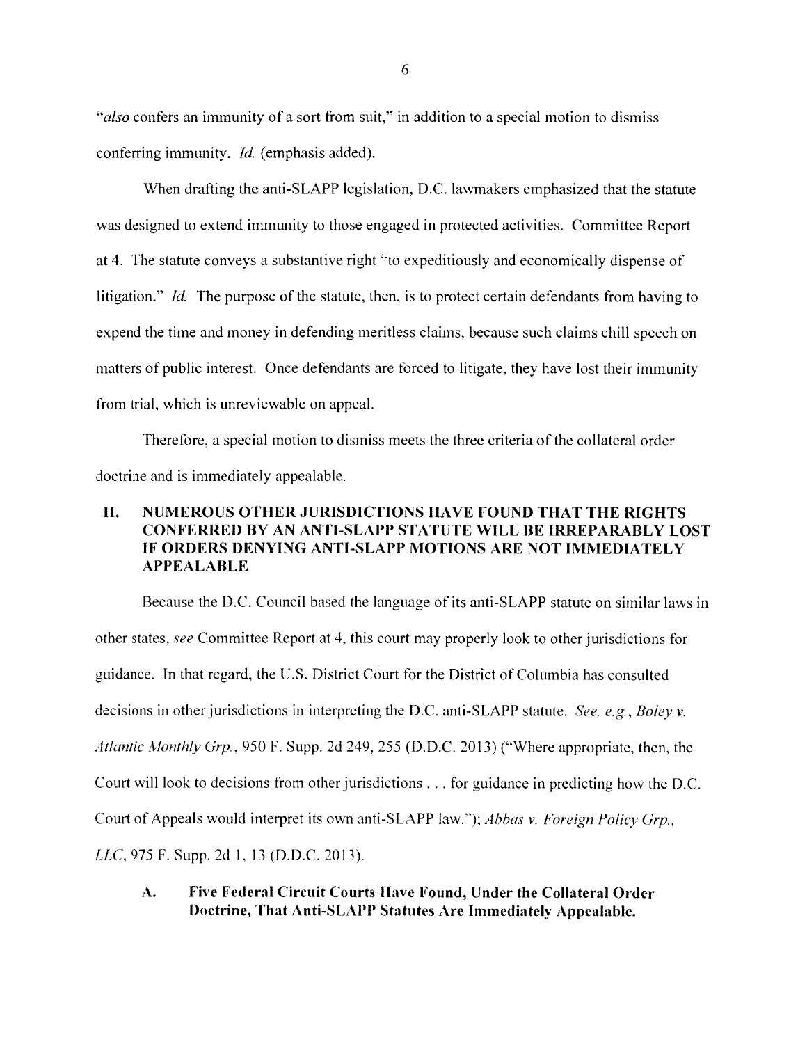"*also* confers an immunity of a sort from suit," in addition to a special motion to dismiss conferring immunity. *Id.* (emphasis added).

When drafting the anti-SLAPP legislation, D.C. lawmakers emphasized that the statute was designed to extend immunity to those engaged in protected activities. Committee Report at 4. The statute conveys a substantive right "to expeditiously and economically dispense of litigation." *Id.* The purpose of the statute, then, is to protect certain defendants from having to expend the time and money in defending meritless claims, because such claims chill speech on matters of public interest. Once defendants are forced to litigate, they have lost their immunity from trial, which is unreviewable on appeal.

Therefore, a special motion to dismiss meets the three criteria of the collateral order doctrine and is immediately appealable.

## II. NUMEROUS OTHER JURISDICTIONS HAVE FOUND THAT THE RIGHTS CONFERRED BY AN ANTI-SLAPP STATUTE WILL BE IRREPARABLY LOST IF ORDERS DENYING ANTI-SLAPP MOTIONS ARE NOT IMMEDIATELY APPEALABLE

Because the D.C. Council based the language of its anti-SLAPP statute on similar laws in other states, *see* Committee Report at 4, this court may properly look to other jurisdictions for guidance. In that regard, the U.S. District Court for the District of Columbia has consulted decisions in other jurisdictions in interpreting the D.C. anti-SLAPP statute. *See, e.g.*, *Boley v. Atlantic Monthly Grp.*, 950 F. Supp. 2d 249, 255 (D.D.C. 2013) ("Where appropriate, then, the Court will look to decisions from other jurisdictions . . . for guidance in predicting how the D.C. Court of Appeals would interpret its own anti-SLAPP law."); *Abbas v. Foreign Policy Grp., LLC*, 975 F. Supp. 2d 1, 13 (D.D.C. 2013).

### A. Five Federal Circuit Courts Have Found, Under the Collateral Order Doctrine, That Anti-SLAPP Statutes Are Immediately Appealable.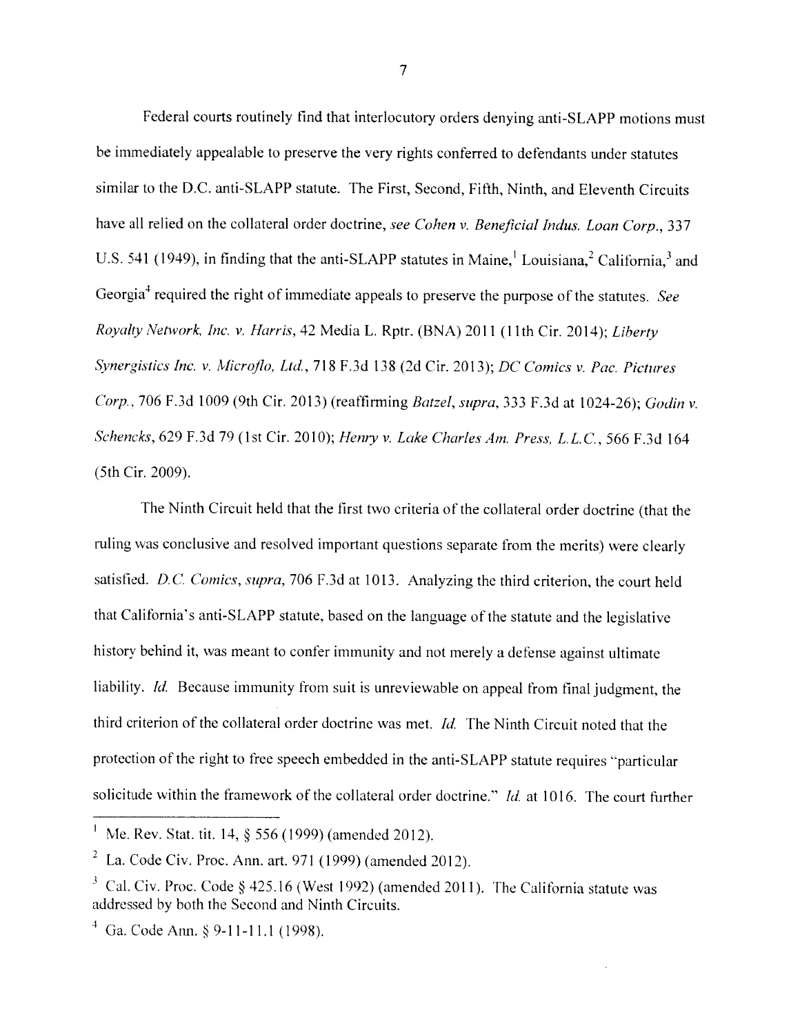Federal courts routinely find that interlocutory orders denying anti-SLAPP motions must be immediately appealable to preserve the very rights conferred to defendants under statutes similar to the D.C. anti-SLAPP statute. The First, Second, Fifth, Ninth, and Eleventh Circuits have all relied on the collateral order doctrine, *see Cohen v. Beneficial Indus. Loan Corp.*, 337 U.S. 541 (1949), in finding that the anti-SLAPP statutes in Maine,[1] Louisiana,[2] California,[3] and Georgia[4] required the right of immediate appeals to preserve the purpose of the statutes. *See Royalty Network, Inc. v. Harris*, 42 Media L. Rptr. (BNA) 2011 (11th Cir. 2014); *Liberty Synergistics Inc. v. Microflo, Ltd.*, 718 F.3d 138 (2d Cir. 2013); *DC Comics v. Pac. Pictures Corp.*, 706 F.3d 1009 (9th Cir. 2013) (reaffirming *Batzel*, *supra*, 333 F.3d at 1024-26); *Godin v. Schencks*, 629 F.3d 79 (1st Cir. 2010); *Henry v. Lake Charles Am. Press, L.L.C.*, 566 F.3d 164 (5th Cir. 2009).

The Ninth Circuit held that the first two criteria of the collateral order doctrine (that the ruling was conclusive and resolved important questions separate from the merits) were clearly satisfied. *D.C. Comics*, *supra*, 706 F.3d at 1013. Analyzing the third criterion, the court held that California's anti-SLAPP statute, based on the language of the statute and the legislative history behind it, was meant to confer immunity and not merely a defense against ultimate liability. *Id.* Because immunity from suit is unreviewable on appeal from final judgment, the third criterion of the collateral order doctrine was met. *Id.* The Ninth Circuit noted that the protection of the right to free speech embedded in the anti-SLAPP statute requires "particular solicitude within the framework of the collateral order doctrine." *Id.* at 1016. The court further

---

[1] Me. Rev. Stat. tit. 14, § 556 (1999) (amended 2012).

[2] La. Code Civ. Proc. Ann. art. 971 (1999) (amended 2012).

[3] Cal. Civ. Proc. Code § 425.16 (West 1992) (amended 2011). The California statute was addressed by both the Second and Ninth Circuits.

[4] Ga. Code Ann. § 9-11-11.1 (1998).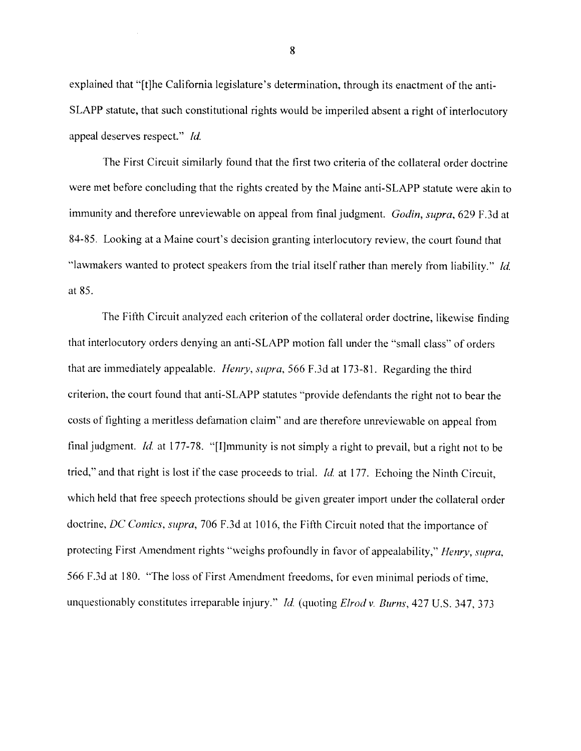explained that "[t]he California legislature's determination, through its enactment of the anti-SLAPP statute, that such constitutional rights would be imperiled absent a right of interlocutory appeal deserves respect." *Id.*

The First Circuit similarly found that the first two criteria of the collateral order doctrine were met before concluding that the rights created by the Maine anti-SLAPP statute were akin to immunity and therefore unreviewable on appeal from final judgment. *Godin, supra*, 629 F.3d at 84-85. Looking at a Maine court's decision granting interlocutory review, the court found that "lawmakers wanted to protect speakers from the trial itself rather than merely from liability." *Id.* at 85.

The Fifth Circuit analyzed each criterion of the collateral order doctrine, likewise finding that interlocutory orders denying an anti-SLAPP motion fall under the "small class" of orders that are immediately appealable. *Henry, supra*, 566 F.3d at 173-81. Regarding the third criterion, the court found that anti-SLAPP statutes "provide defendants the right not to bear the costs of fighting a meritless defamation claim" and are therefore unreviewable on appeal from final judgment. *Id.* at 177-78. "[I]mmunity is not simply a right to prevail, but a right not to be tried," and that right is lost if the case proceeds to trial. *Id.* at 177. Echoing the Ninth Circuit, which held that free speech protections should be given greater import under the collateral order doctrine, *DC Comics, supra*, 706 F.3d at 1016, the Fifth Circuit noted that the importance of protecting First Amendment rights "weighs profoundly in favor of appealability," *Henry, supra*, 566 F.3d at 180. "The loss of First Amendment freedoms, for even minimal periods of time, unquestionably constitutes irreparable injury." *Id.* (quoting *Elrod v. Burns*, 427 U.S. 347, 373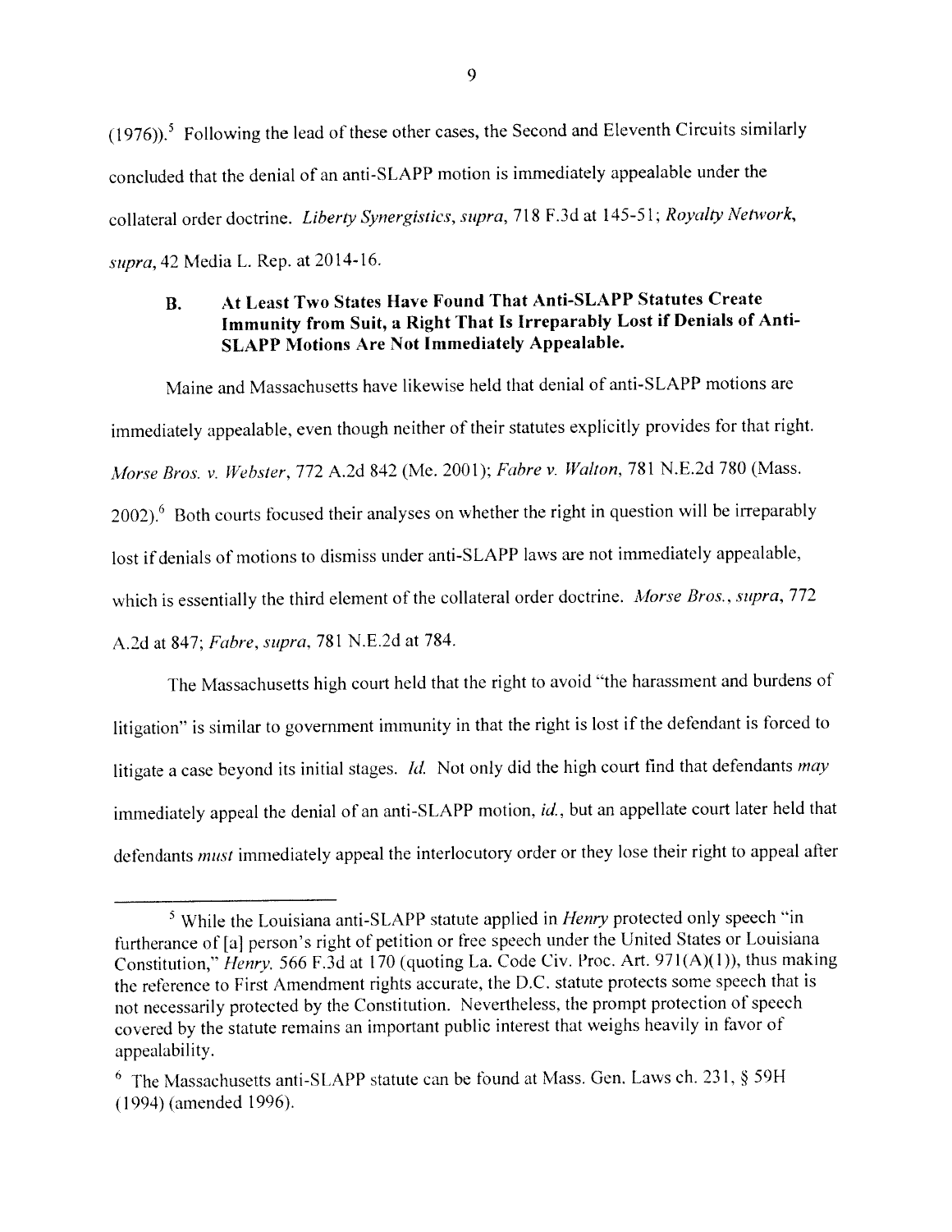(1976)).[5] Following the lead of these other cases, the Second and Eleventh Circuits similarly concluded that the denial of an anti-SLAPP motion is immediately appealable under the collateral order doctrine. *Liberty Synergistics*, *supra*, 718 F.3d at 145-51; *Royalty Network*, *supra*, 42 Media L. Rep. at 2014-16.

### B. At Least Two States Have Found That Anti-SLAPP Statutes Create Immunity from Suit, a Right That Is Irreparably Lost if Denials of Anti-SLAPP Motions Are Not Immediately Appealable.

Maine and Massachusetts have likewise held that denial of anti-SLAPP motions are immediately appealable, even though neither of their statutes explicitly provides for that right. *Morse Bros. v. Webster*, 772 A.2d 842 (Me. 2001); *Fabre v. Walton*, 781 N.E.2d 780 (Mass. 2002).[6] Both courts focused their analyses on whether the right in question will be irreparably lost if denials of motions to dismiss under anti-SLAPP laws are not immediately appealable, which is essentially the third element of the collateral order doctrine. *Morse Bros.*, *supra*, 772 A.2d at 847; *Fabre*, *supra*, 781 N.E.2d at 784.

The Massachusetts high court held that the right to avoid "the harassment and burdens of litigation" is similar to government immunity in that the right is lost if the defendant is forced to litigate a case beyond its initial stages. *Id.* Not only did the high court find that defendants *may* immediately appeal the denial of an anti-SLAPP motion, *id.*, but an appellate court later held that defendants *must* immediately appeal the interlocutory order or they lose their right to appeal after

---

[5] While the Louisiana anti-SLAPP statute applied in *Henry* protected only speech "in furtherance of [a] person's right of petition or free speech under the United States or Louisiana Constitution," *Henry*, 566 F.3d at 170 (quoting La. Code Civ. Proc. Art. 971(A)(1)), thus making the reference to First Amendment rights accurate, the D.C. statute protects some speech that is not necessarily protected by the Constitution. Nevertheless, the prompt protection of speech covered by the statute remains an important public interest that weighs heavily in favor of appealability.

[6] The Massachusetts anti-SLAPP statute can be found at Mass. Gen. Laws ch. 231, § 59H (1994) (amended 1996).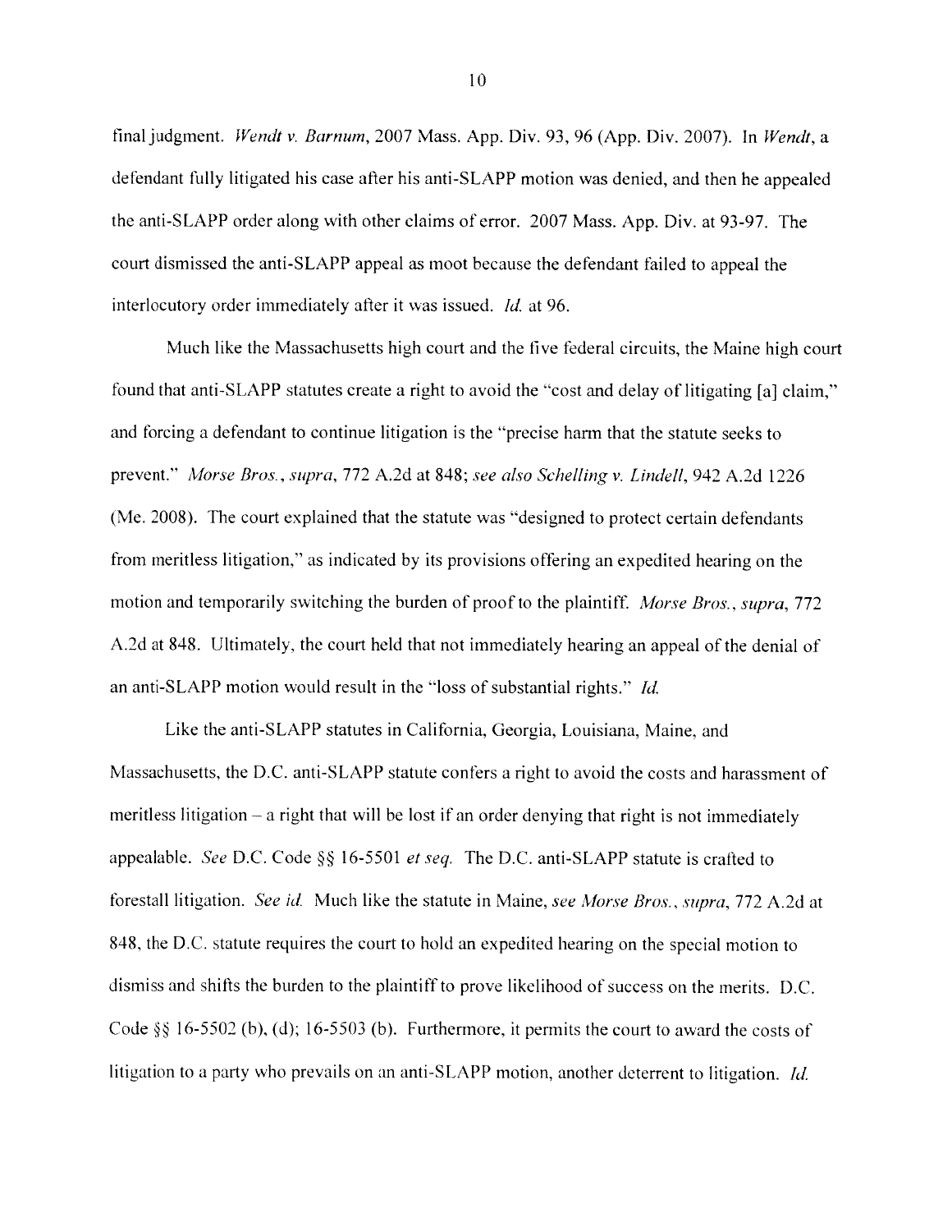final judgment. *Wendt v. Barnum*, 2007 Mass. App. Div. 93, 96 (App. Div. 2007). In *Wendt*, a defendant fully litigated his case after his anti-SLAPP motion was denied, and then he appealed the anti-SLAPP order along with other claims of error. 2007 Mass. App. Div. at 93-97. The court dismissed the anti-SLAPP appeal as moot because the defendant failed to appeal the interlocutory order immediately after it was issued. *Id.* at 96.

Much like the Massachusetts high court and the five federal circuits, the Maine high court found that anti-SLAPP statutes create a right to avoid the "cost and delay of litigating [a] claim," and forcing a defendant to continue litigation is the "precise harm that the statute seeks to prevent." *Morse Bros.*, *supra*, 772 A.2d at 848; *see also Schelling v. Lindell*, 942 A.2d 1226 (Me. 2008). The court explained that the statute was "designed to protect certain defendants from meritless litigation," as indicated by its provisions offering an expedited hearing on the motion and temporarily switching the burden of proof to the plaintiff. *Morse Bros.*, *supra*, 772 A.2d at 848. Ultimately, the court held that not immediately hearing an appeal of the denial of an anti-SLAPP motion would result in the "loss of substantial rights." *Id.*

Like the anti-SLAPP statutes in California, Georgia, Louisiana, Maine, and Massachusetts, the D.C. anti-SLAPP statute confers a right to avoid the costs and harassment of meritless litigation – a right that will be lost if an order denying that right is not immediately appealable. *See* D.C. Code §§ 16-5501 *et seq.* The D.C. anti-SLAPP statute is crafted to forestall litigation. *See id.* Much like the statute in Maine, *see Morse Bros.*, *supra*, 772 A.2d at 848, the D.C. statute requires the court to hold an expedited hearing on the special motion to dismiss and shifts the burden to the plaintiff to prove likelihood of success on the merits. D.C. Code §§ 16-5502 (b), (d); 16-5503 (b). Furthermore, it permits the court to award the costs of litigation to a party who prevails on an anti-SLAPP motion, another deterrent to litigation. *Id.*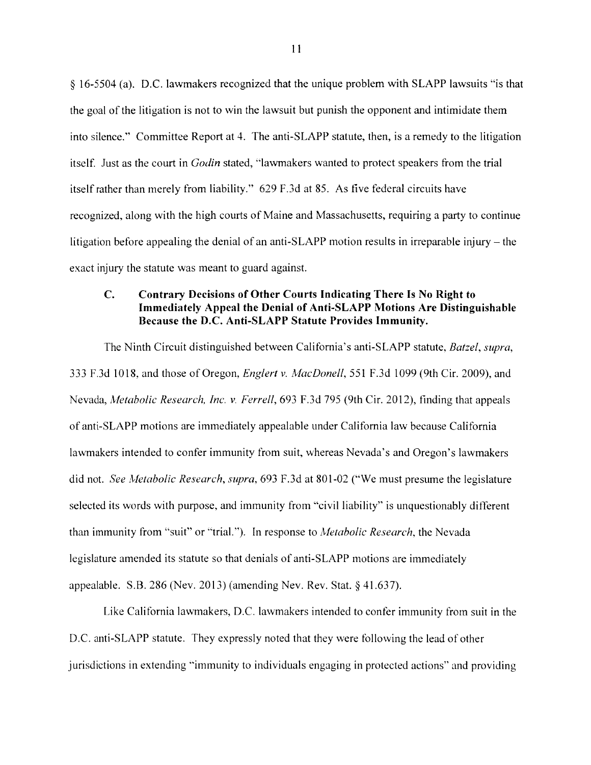§ 16-5504 (a). D.C. lawmakers recognized that the unique problem with SLAPP lawsuits "is that the goal of the litigation is not to win the lawsuit but punish the opponent and intimidate them into silence." Committee Report at 4. The anti-SLAPP statute, then, is a remedy to the litigation itself. Just as the court in *Godin* stated, "lawmakers wanted to protect speakers from the trial itself rather than merely from liability." 629 F.3d at 85. As five federal circuits have recognized, along with the high courts of Maine and Massachusetts, requiring a party to continue litigation before appealing the denial of an anti-SLAPP motion results in irreparable injury – the exact injury the statute was meant to guard against.

### C. Contrary Decisions of Other Courts Indicating There Is No Right to Immediately Appeal the Denial of Anti-SLAPP Motions Are Distinguishable Because the D.C. Anti-SLAPP Statute Provides Immunity.

The Ninth Circuit distinguished between California's anti-SLAPP statute, *Batzel*, *supra*, 333 F.3d 1018, and those of Oregon, *Englert v. MacDonell*, 551 F.3d 1099 (9th Cir. 2009), and Nevada, *Metabolic Research, Inc. v. Ferrell*, 693 F.3d 795 (9th Cir. 2012), finding that appeals of anti-SLAPP motions are immediately appealable under California law because California lawmakers intended to confer immunity from suit, whereas Nevada's and Oregon's lawmakers did not. *See Metabolic Research*, *supra*, 693 F.3d at 801-02 ("We must presume the legislature selected its words with purpose, and immunity from "civil liability" is unquestionably different than immunity from "suit" or "trial."). In response to *Metabolic Research*, the Nevada legislature amended its statute so that denials of anti-SLAPP motions are immediately appealable. S.B. 286 (Nev. 2013) (amending Nev. Rev. Stat. § 41.637).

Like California lawmakers, D.C. lawmakers intended to confer immunity from suit in the D.C. anti-SLAPP statute. They expressly noted that they were following the lead of other jurisdictions in extending "immunity to individuals engaging in protected actions" and providing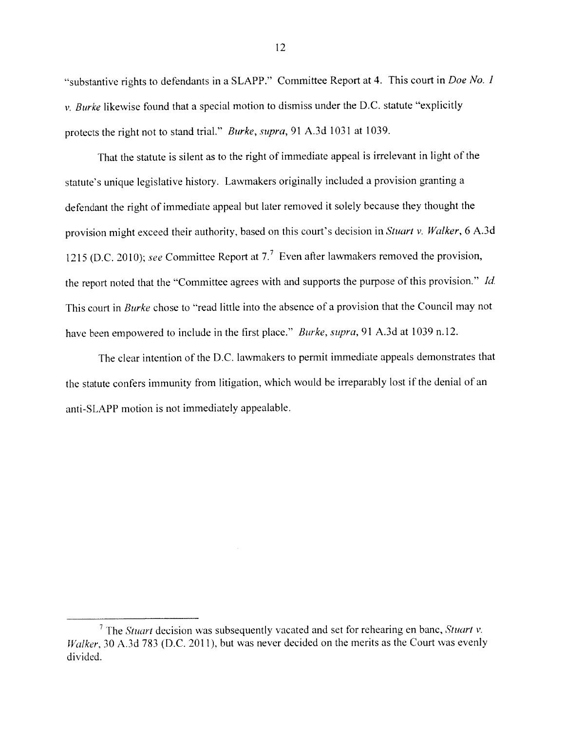"substantive rights to defendants in a SLAPP." Committee Report at 4. This court in *Doe No. 1 v. Burke* likewise found that a special motion to dismiss under the D.C. statute "explicitly protects the right not to stand trial." *Burke*, *supra*, 91 A.3d 1031 at 1039.

That the statute is silent as to the right of immediate appeal is irrelevant in light of the statute's unique legislative history. Lawmakers originally included a provision granting a defendant the right of immediate appeal but later removed it solely because they thought the provision might exceed their authority, based on this court's decision in *Stuart v. Walker*, 6 A.3d 1215 (D.C. 2010); *see* Committee Report at 7.[7] Even after lawmakers removed the provision, the report noted that the "Committee agrees with and supports the purpose of this provision." *Id.* This court in *Burke* chose to "read little into the absence of a provision that the Council may not have been empowered to include in the first place." *Burke*, *supra*, 91 A.3d at 1039 n.12.

The clear intention of the D.C. lawmakers to permit immediate appeals demonstrates that the statute confers immunity from litigation, which would be irreparably lost if the denial of an anti-SLAPP motion is not immediately appealable.

---

[7] The *Stuart* decision was subsequently vacated and set for rehearing en banc, *Stuart v. Walker*, 30 A.3d 783 (D.C. 2011), but was never decided on the merits as the Court was evenly divided.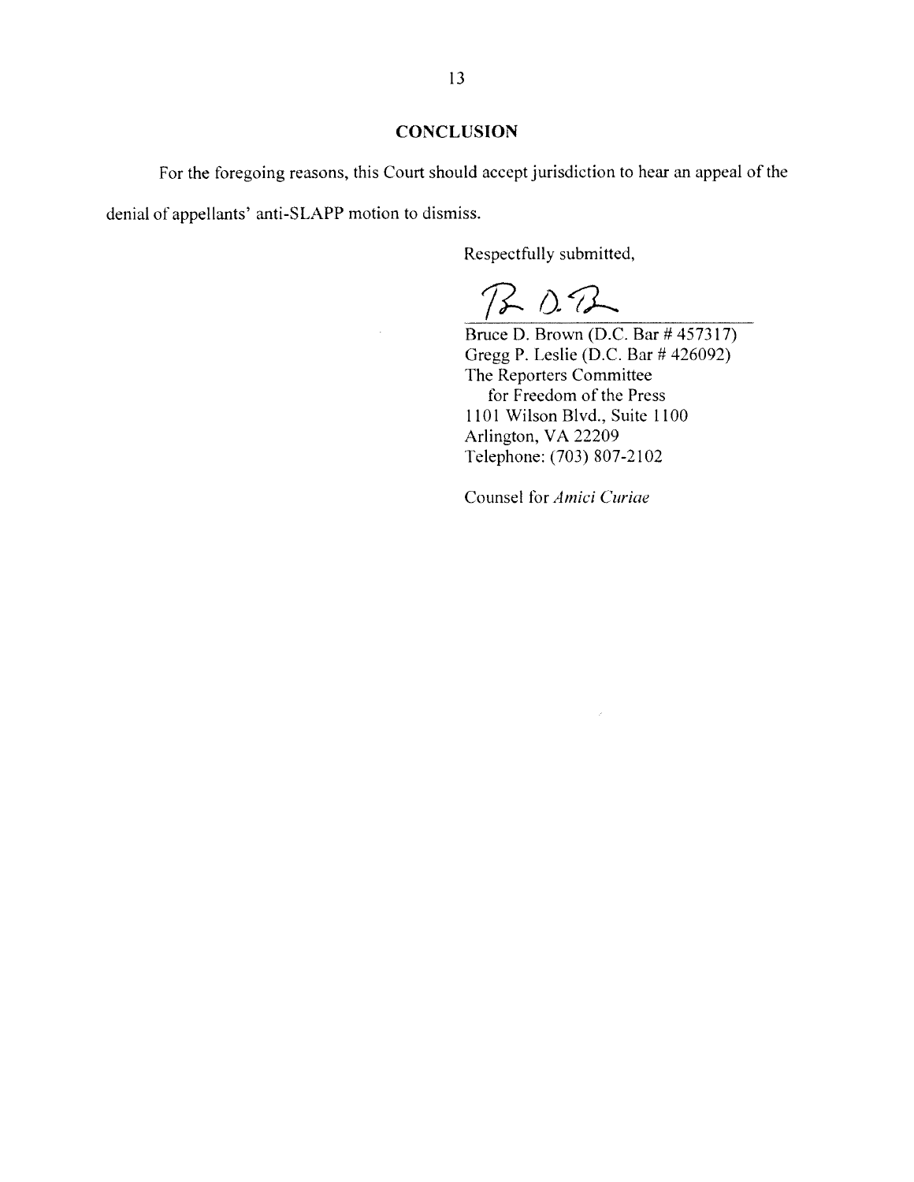## CONCLUSION

For the foregoing reasons, this Court should accept jurisdiction to hear an appeal of the denial of appellants' anti-SLAPP motion to dismiss.

Respectfully submitted,

Bruce D. Brown (D.C. Bar # 457317)
Gregg P. Leslie (D.C. Bar # 426092)
The Reporters Committee
for Freedom of the Press
1101 Wilson Blvd., Suite 1100
Arlington, VA 22209
Telephone: (703) 807-2102

Counsel for *Amici Curiae*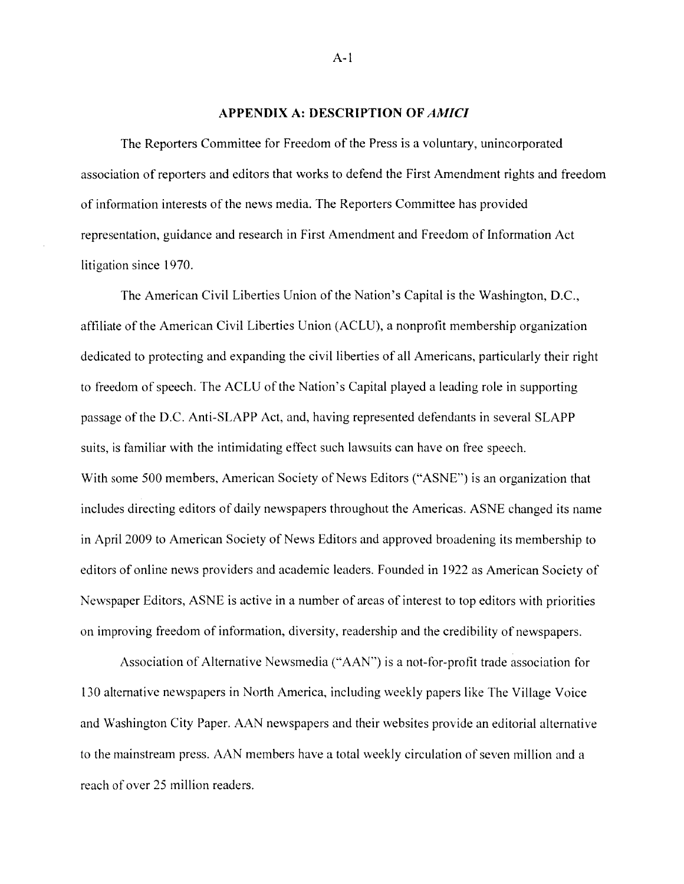## APPENDIX A: DESCRIPTION OF *AMICI*

The Reporters Committee for Freedom of the Press is a voluntary, unincorporated association of reporters and editors that works to defend the First Amendment rights and freedom of information interests of the news media. The Reporters Committee has provided representation, guidance and research in First Amendment and Freedom of Information Act litigation since 1970.

The American Civil Liberties Union of the Nation's Capital is the Washington, D.C., affiliate of the American Civil Liberties Union (ACLU), a nonprofit membership organization dedicated to protecting and expanding the civil liberties of all Americans, particularly their right to freedom of speech. The ACLU of the Nation's Capital played a leading role in supporting passage of the D.C. Anti-SLAPP Act, and, having represented defendants in several SLAPP suits, is familiar with the intimidating effect such lawsuits can have on free speech.

With some 500 members, American Society of News Editors ("ASNE") is an organization that includes directing editors of daily newspapers throughout the Americas. ASNE changed its name in April 2009 to American Society of News Editors and approved broadening its membership to editors of online news providers and academic leaders. Founded in 1922 as American Society of Newspaper Editors, ASNE is active in a number of areas of interest to top editors with priorities on improving freedom of information, diversity, readership and the credibility of newspapers.

Association of Alternative Newsmedia ("AAN") is a not-for-profit trade association for 130 alternative newspapers in North America, including weekly papers like The Village Voice and Washington City Paper. AAN newspapers and their websites provide an editorial alternative to the mainstream press. AAN members have a total weekly circulation of seven million and a reach of over 25 million readers.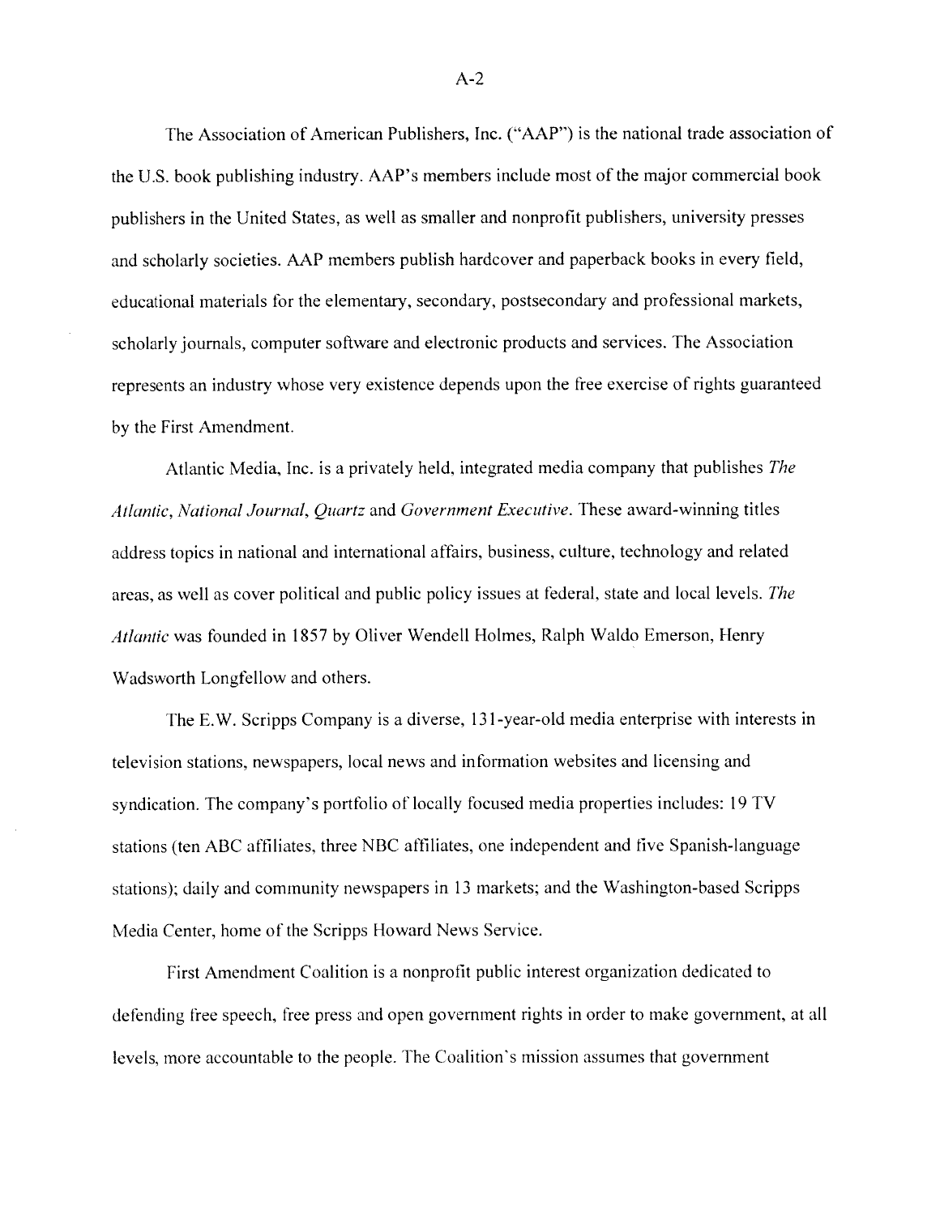The Association of American Publishers, Inc. ("AAP") is the national trade association of the U.S. book publishing industry. AAP's members include most of the major commercial book publishers in the United States, as well as smaller and nonprofit publishers, university presses and scholarly societies. AAP members publish hardcover and paperback books in every field, educational materials for the elementary, secondary, postsecondary and professional markets, scholarly journals, computer software and electronic products and services. The Association represents an industry whose very existence depends upon the free exercise of rights guaranteed by the First Amendment.

Atlantic Media, Inc. is a privately held, integrated media company that publishes *The Atlantic*, *National Journal*, *Quartz* and *Government Executive*. These award-winning titles address topics in national and international affairs, business, culture, technology and related areas, as well as cover political and public policy issues at federal, state and local levels. *The Atlantic* was founded in 1857 by Oliver Wendell Holmes, Ralph Waldo Emerson, Henry Wadsworth Longfellow and others.

The E.W. Scripps Company is a diverse, 131-year-old media enterprise with interests in television stations, newspapers, local news and information websites and licensing and syndication. The company's portfolio of locally focused media properties includes: 19 TV stations (ten ABC affiliates, three NBC affiliates, one independent and five Spanish-language stations); daily and community newspapers in 13 markets; and the Washington-based Scripps Media Center, home of the Scripps Howard News Service.

First Amendment Coalition is a nonprofit public interest organization dedicated to defending free speech, free press and open government rights in order to make government, at all levels, more accountable to the people. The Coalition's mission assumes that government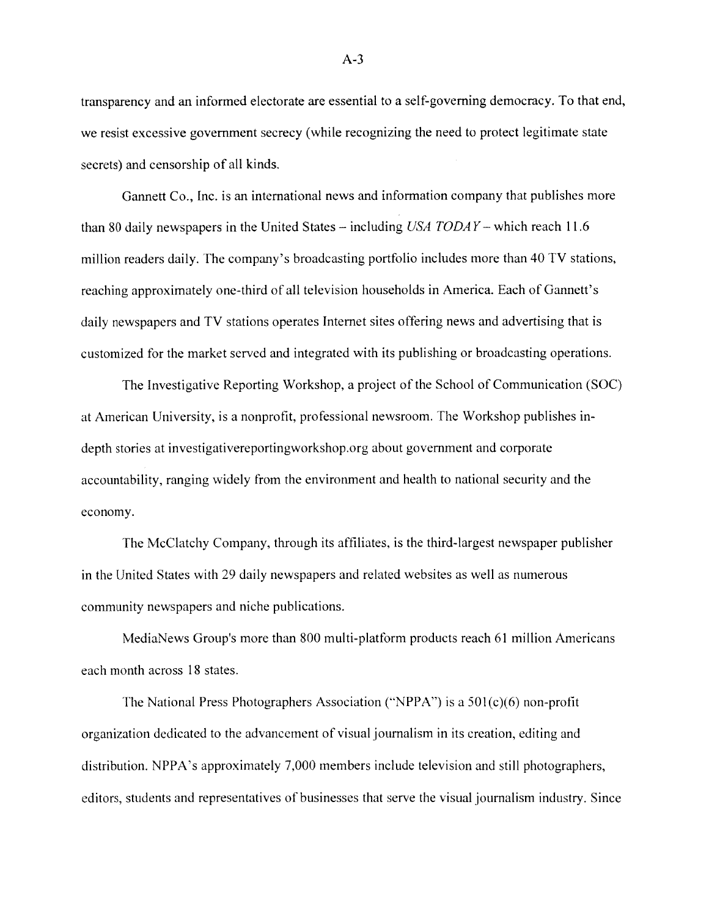transparency and an informed electorate are essential to a self-governing democracy. To that end, we resist excessive government secrecy (while recognizing the need to protect legitimate state secrets) and censorship of all kinds.

Gannett Co., Inc. is an international news and information company that publishes more than 80 daily newspapers in the United States – including *USA TODAY* – which reach 11.6 million readers daily. The company's broadcasting portfolio includes more than 40 TV stations, reaching approximately one-third of all television households in America. Each of Gannett's daily newspapers and TV stations operates Internet sites offering news and advertising that is customized for the market served and integrated with its publishing or broadcasting operations.

The Investigative Reporting Workshop, a project of the School of Communication (SOC) at American University, is a nonprofit, professional newsroom. The Workshop publishes in-depth stories at investigativereportingworkshop.org about government and corporate accountability, ranging widely from the environment and health to national security and the economy.

The McClatchy Company, through its affiliates, is the third-largest newspaper publisher in the United States with 29 daily newspapers and related websites as well as numerous community newspapers and niche publications.

MediaNews Group's more than 800 multi-platform products reach 61 million Americans each month across 18 states.

The National Press Photographers Association ("NPPA") is a 501(c)(6) non-profit organization dedicated to the advancement of visual journalism in its creation, editing and distribution. NPPA's approximately 7,000 members include television and still photographers, editors, students and representatives of businesses that serve the visual journalism industry. Since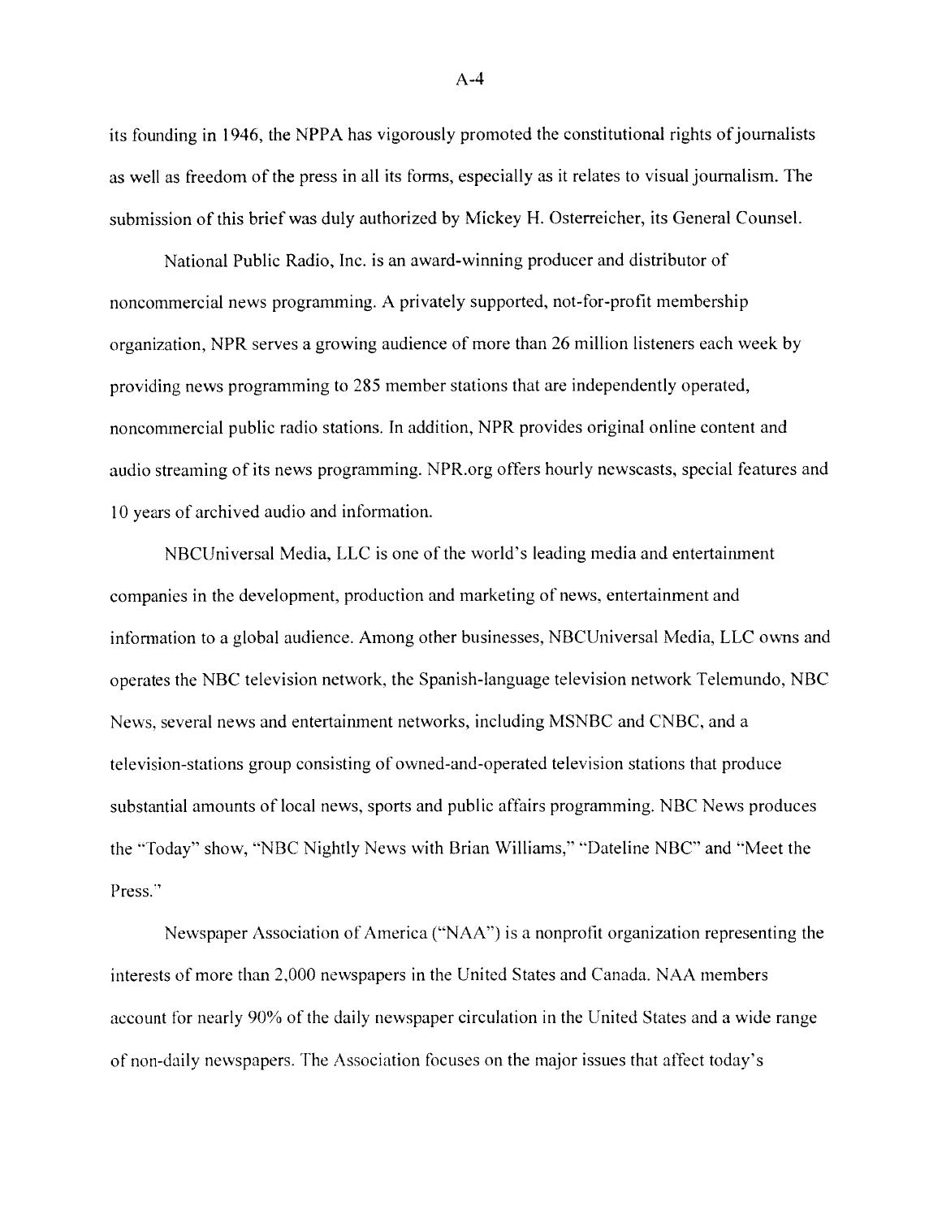its founding in 1946, the NPPA has vigorously promoted the constitutional rights of journalists as well as freedom of the press in all its forms, especially as it relates to visual journalism. The submission of this brief was duly authorized by Mickey H. Osterreicher, its General Counsel.

National Public Radio, Inc. is an award-winning producer and distributor of noncommercial news programming. A privately supported, not-for-profit membership organization, NPR serves a growing audience of more than 26 million listeners each week by providing news programming to 285 member stations that are independently operated, noncommercial public radio stations. In addition, NPR provides original online content and audio streaming of its news programming. NPR.org offers hourly newscasts, special features and 10 years of archived audio and information.

NBCUniversal Media, LLC is one of the world's leading media and entertainment companies in the development, production and marketing of news, entertainment and information to a global audience. Among other businesses, NBCUniversal Media, LLC owns and operates the NBC television network, the Spanish-language television network Telemundo, NBC News, several news and entertainment networks, including MSNBC and CNBC, and a television-stations group consisting of owned-and-operated television stations that produce substantial amounts of local news, sports and public affairs programming. NBC News produces the "Today" show, "NBC Nightly News with Brian Williams," "Dateline NBC" and "Meet the Press."

Newspaper Association of America ("NAA") is a nonprofit organization representing the interests of more than 2,000 newspapers in the United States and Canada. NAA members account for nearly 90% of the daily newspaper circulation in the United States and a wide range of non-daily newspapers. The Association focuses on the major issues that affect today's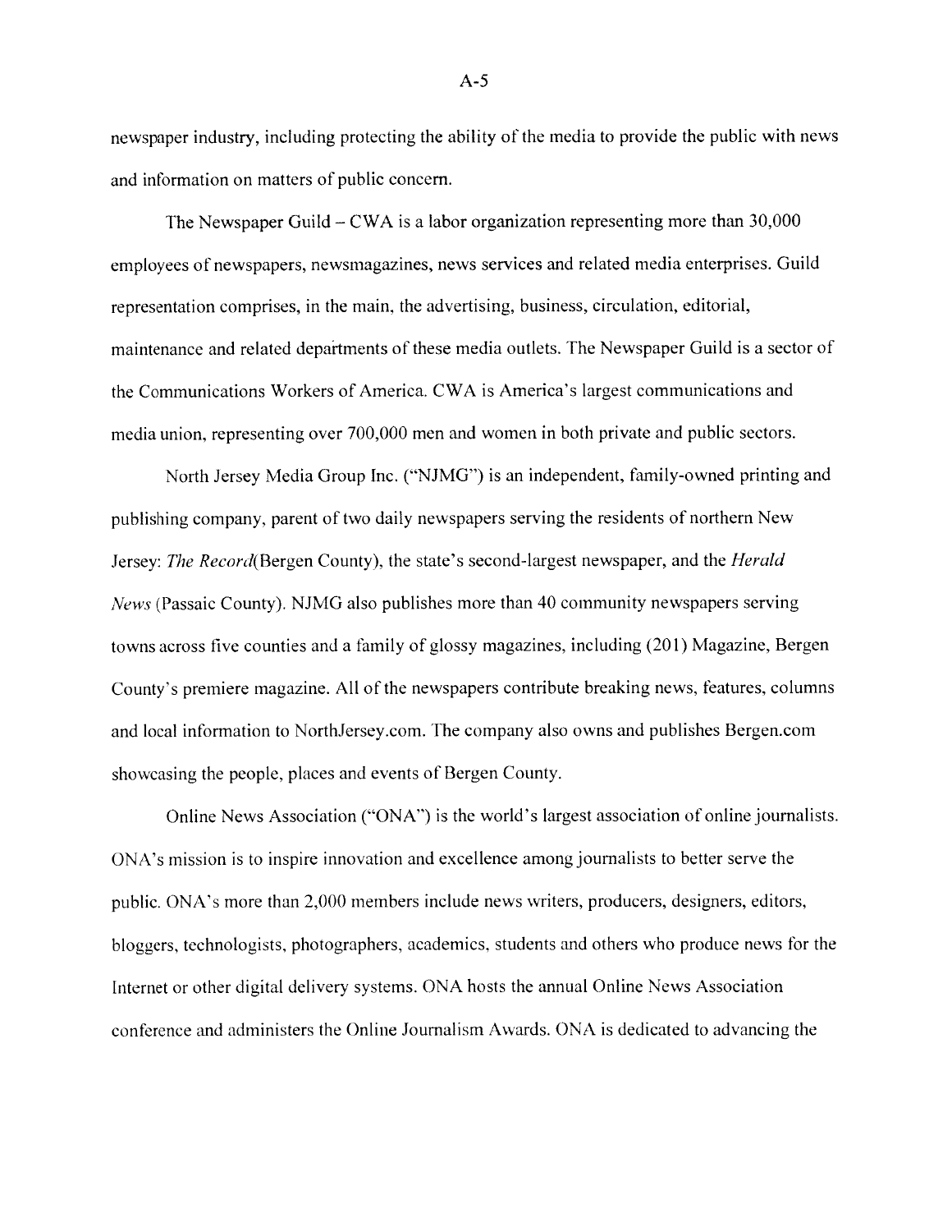newspaper industry, including protecting the ability of the media to provide the public with news and information on matters of public concern.

The Newspaper Guild – CWA is a labor organization representing more than 30,000 employees of newspapers, newsmagazines, news services and related media enterprises. Guild representation comprises, in the main, the advertising, business, circulation, editorial, maintenance and related departments of these media outlets. The Newspaper Guild is a sector of the Communications Workers of America. CWA is America's largest communications and media union, representing over 700,000 men and women in both private and public sectors.

North Jersey Media Group Inc. ("NJMG") is an independent, family-owned printing and publishing company, parent of two daily newspapers serving the residents of northern New Jersey: *The Record*(Bergen County), the state's second-largest newspaper, and the *Herald News* (Passaic County). NJMG also publishes more than 40 community newspapers serving towns across five counties and a family of glossy magazines, including (201) Magazine, Bergen County's premiere magazine. All of the newspapers contribute breaking news, features, columns and local information to NorthJersey.com. The company also owns and publishes Bergen.com showcasing the people, places and events of Bergen County.

Online News Association ("ONA") is the world's largest association of online journalists. ONA's mission is to inspire innovation and excellence among journalists to better serve the public. ONA's more than 2,000 members include news writers, producers, designers, editors, bloggers, technologists, photographers, academics, students and others who produce news for the Internet or other digital delivery systems. ONA hosts the annual Online News Association conference and administers the Online Journalism Awards. ONA is dedicated to advancing the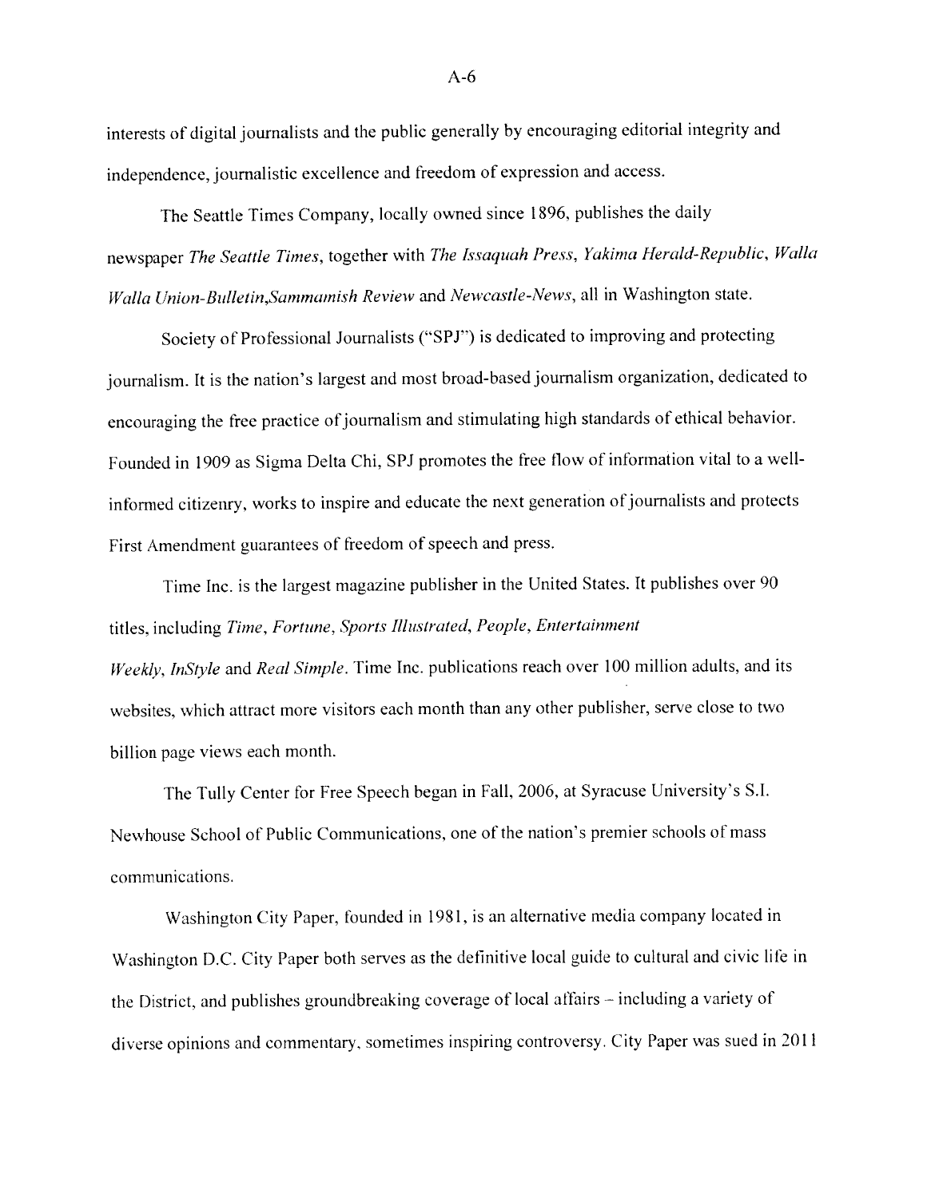interests of digital journalists and the public generally by encouraging editorial integrity and independence, journalistic excellence and freedom of expression and access.

The Seattle Times Company, locally owned since 1896, publishes the daily newspaper *The Seattle Times*, together with *The Issaquah Press*, *Yakima Herald-Republic*, *Walla Walla Union-Bulletin*,*Sammamish Review* and *Newcastle-News*, all in Washington state.

Society of Professional Journalists ("SPJ") is dedicated to improving and protecting journalism. It is the nation's largest and most broad-based journalism organization, dedicated to encouraging the free practice of journalism and stimulating high standards of ethical behavior. Founded in 1909 as Sigma Delta Chi, SPJ promotes the free flow of information vital to a well-informed citizenry, works to inspire and educate the next generation of journalists and protects First Amendment guarantees of freedom of speech and press.

Time Inc. is the largest magazine publisher in the United States. It publishes over 90 titles, including *Time*, *Fortune*, *Sports Illustrated*, *People*, *Entertainment Weekly*, *InStyle* and *Real Simple*. Time Inc. publications reach over 100 million adults, and its websites, which attract more visitors each month than any other publisher, serve close to two billion page views each month.

The Tully Center for Free Speech began in Fall, 2006, at Syracuse University's S.I. Newhouse School of Public Communications, one of the nation's premier schools of mass communications.

Washington City Paper, founded in 1981, is an alternative media company located in Washington D.C. City Paper both serves as the definitive local guide to cultural and civic life in the District, and publishes groundbreaking coverage of local affairs – including a variety of diverse opinions and commentary, sometimes inspiring controversy. City Paper was sued in 2011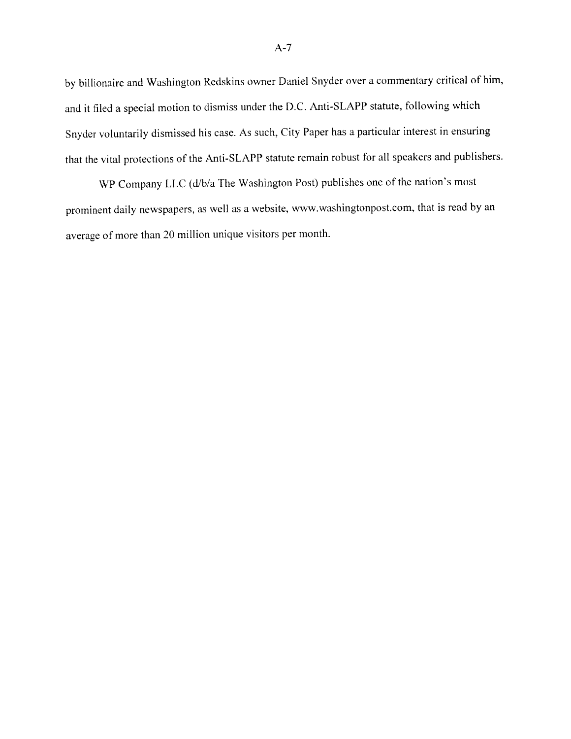by billionaire and Washington Redskins owner Daniel Snyder over a commentary critical of him, and it filed a special motion to dismiss under the D.C. Anti-SLAPP statute, following which Snyder voluntarily dismissed his case. As such, City Paper has a particular interest in ensuring that the vital protections of the Anti-SLAPP statute remain robust for all speakers and publishers.

WP Company LLC (d/b/a The Washington Post) publishes one of the nation's most prominent daily newspapers, as well as a website, www.washingtonpost.com, that is read by an average of more than 20 million unique visitors per month.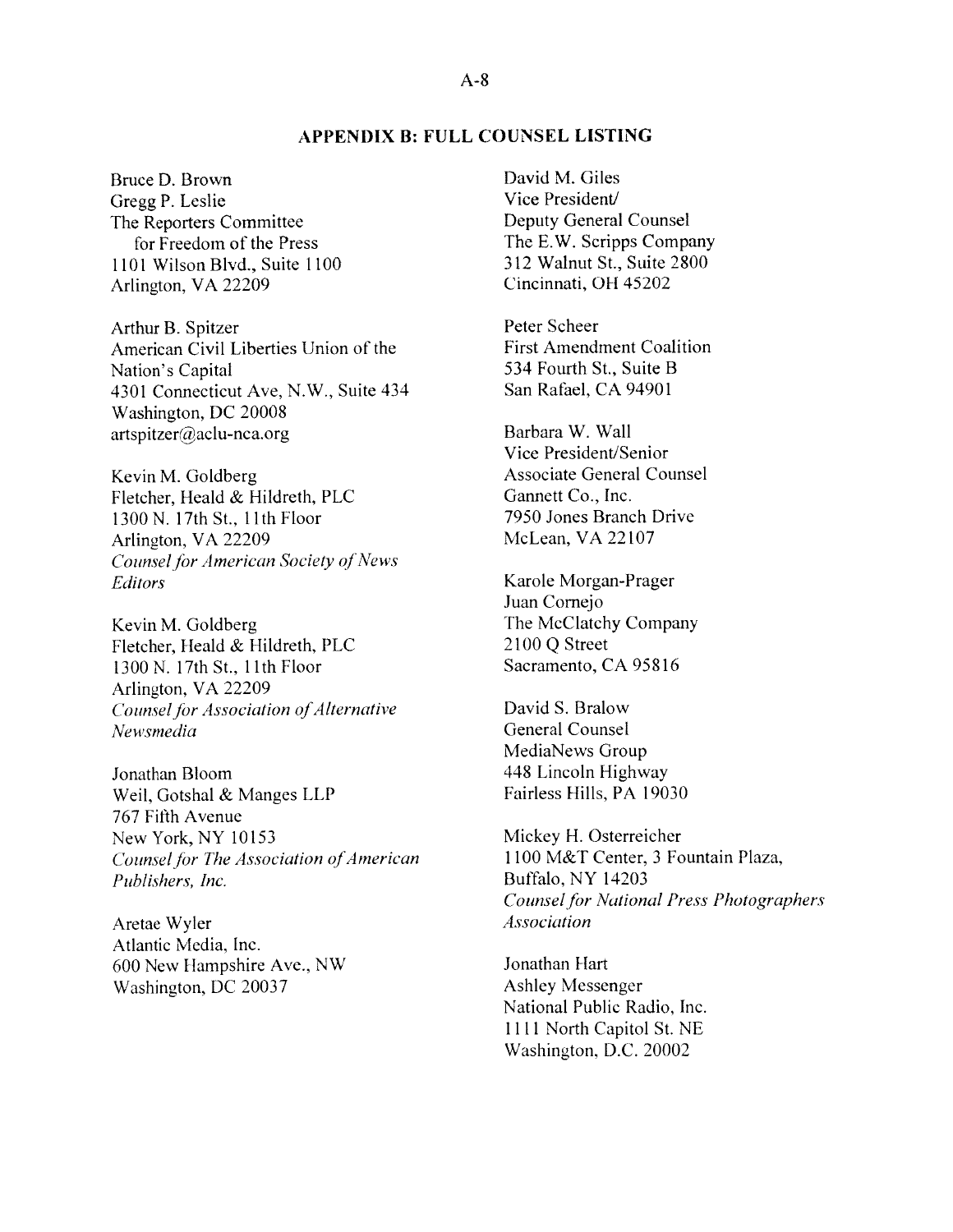## APPENDIX B: FULL COUNSEL LISTING

Bruce D. Brown
Gregg P. Leslie
The Reporters Committee
for Freedom of the Press
1101 Wilson Blvd., Suite 1100
Arlington, VA 22209

Arthur B. Spitzer
American Civil Liberties Union of the Nation's Capital
4301 Connecticut Ave, N.W., Suite 434
Washington, DC 20008
artspitzer@aclu-nca.org

Kevin M. Goldberg
Fletcher, Heald & Hildreth, PLC
1300 N. 17th St., 11th Floor
Arlington, VA 22209
*Counsel for American Society of News Editors*

Kevin M. Goldberg
Fletcher, Heald & Hildreth, PLC
1300 N. 17th St., 11th Floor
Arlington, VA 22209
*Counsel for Association of Alternative Newsmedia*

Jonathan Bloom
Weil, Gotshal & Manges LLP
767 Fifth Avenue
New York, NY 10153
*Counsel for The Association of American Publishers, Inc.*

Aretae Wyler
Atlantic Media, Inc.
600 New Hampshire Ave., NW
Washington, DC 20037

David M. Giles
Vice President/
Deputy General Counsel
The E.W. Scripps Company
312 Walnut St., Suite 2800
Cincinnati, OH 45202

Peter Scheer
First Amendment Coalition
534 Fourth St., Suite B
San Rafael, CA 94901

Barbara W. Wall
Vice President/Senior
Associate General Counsel
Gannett Co., Inc.
7950 Jones Branch Drive
McLean, VA 22107

Karole Morgan-Prager
Juan Cornejo
The McClatchy Company
2100 Q Street
Sacramento, CA 95816

David S. Bralow
General Counsel
MediaNews Group
448 Lincoln Highway
Fairless Hills, PA 19030

Mickey H. Osterreicher
1100 M&T Center, 3 Fountain Plaza,
Buffalo, NY 14203
*Counsel for National Press Photographers Association*

Jonathan Hart
Ashley Messenger
National Public Radio, Inc.
1111 North Capitol St. NE
Washington, D.C. 20002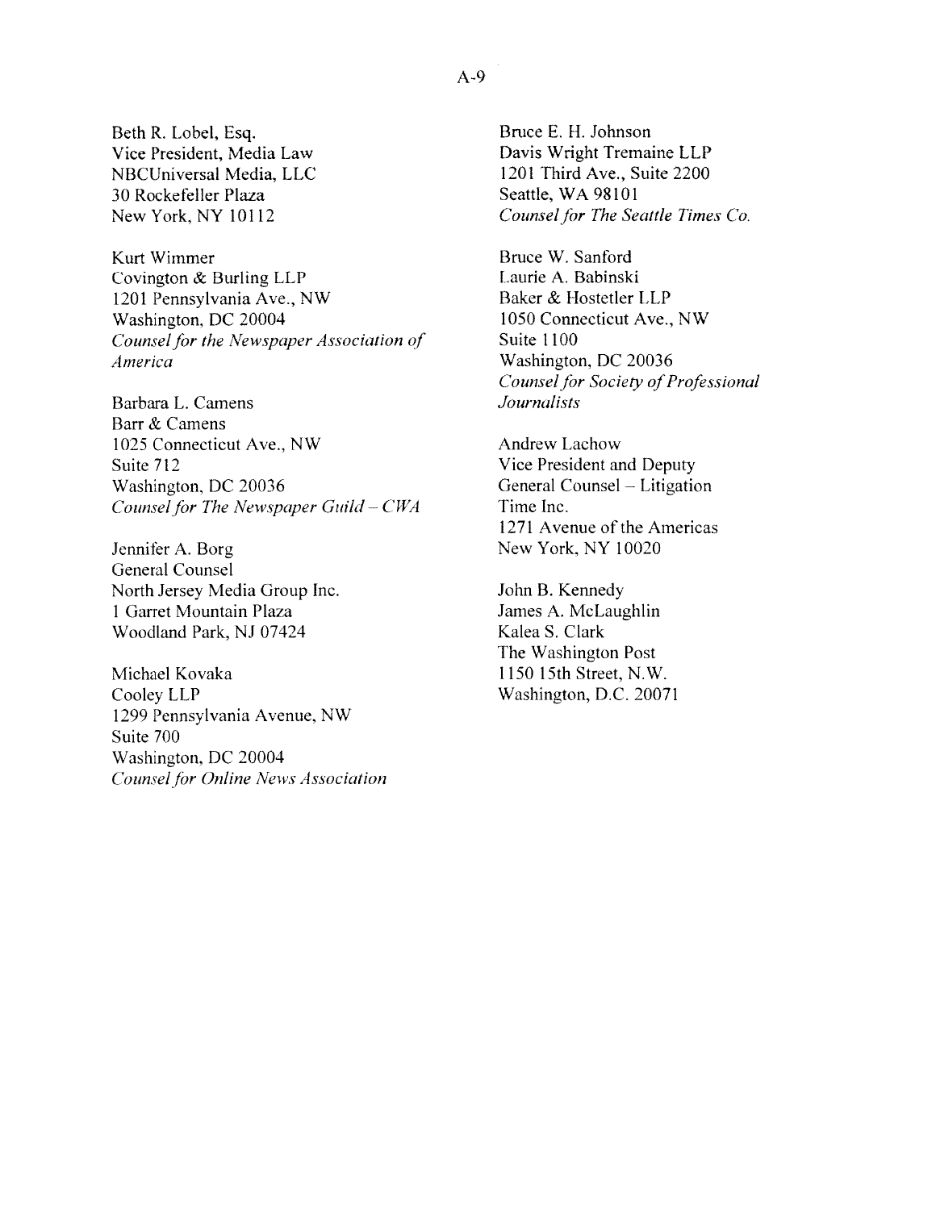Beth R. Lobel, Esq.
Vice President, Media Law
NBCUniversal Media, LLC
30 Rockefeller Plaza
New York, NY 10112

Kurt Wimmer
Covington & Burling LLP
1201 Pennsylvania Ave., NW
Washington, DC 20004
*Counsel for the Newspaper Association of America*

Barbara L. Camens
Barr & Camens
1025 Connecticut Ave., NW
Suite 712
Washington, DC 20036
*Counsel for The Newspaper Guild – CWA*

Jennifer A. Borg
General Counsel
North Jersey Media Group Inc.
1 Garret Mountain Plaza
Woodland Park, NJ 07424

Michael Kovaka
Cooley LLP
1299 Pennsylvania Avenue, NW
Suite 700
Washington, DC 20004
*Counsel for Online News Association*

Bruce E. H. Johnson
Davis Wright Tremaine LLP
1201 Third Ave., Suite 2200
Seattle, WA 98101
*Counsel for The Seattle Times Co.*

Bruce W. Sanford
Laurie A. Babinski
Baker & Hostetler LLP
1050 Connecticut Ave., NW
Suite 1100
Washington, DC 20036
*Counsel for Society of Professional Journalists*

Andrew Lachow
Vice President and Deputy
General Counsel – Litigation
Time Inc.
1271 Avenue of the Americas
New York, NY 10020

John B. Kennedy
James A. McLaughlin
Kalea S. Clark
The Washington Post
1150 15th Street, N.W.
Washington, D.C. 20071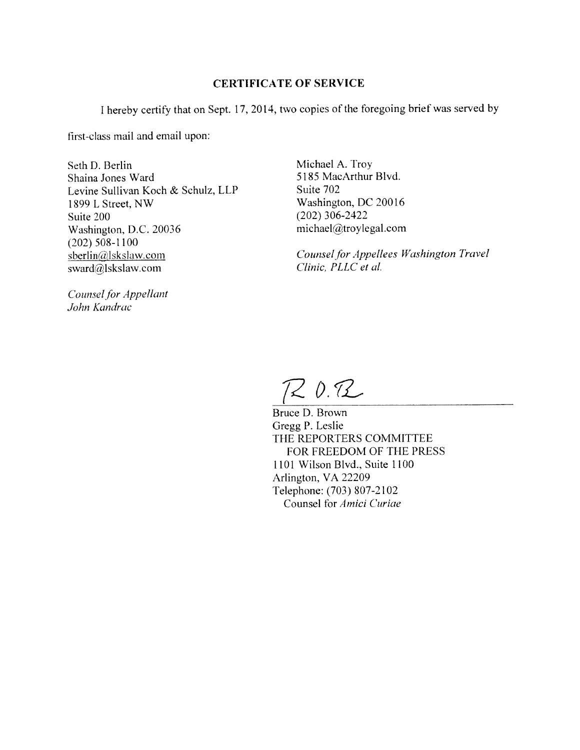## CERTIFICATE OF SERVICE

I hereby certify that on Sept. 17, 2014, two copies of the foregoing brief was served by first-class mail and email upon:

Seth D. Berlin
Shaina Jones Ward
Levine Sullivan Koch & Schulz, LLP
1899 L Street, NW
Suite 200
Washington, D.C. 20036
(202) 508-1100
sberlin@lskslaw.com
sward@lskslaw.com

*Counsel for Appellant John Kandrac*

Michael A. Troy
5185 MacArthur Blvd.
Suite 702
Washington, DC 20016
(202) 306-2422
michael@troylegal.com

*Counsel for Appellees Washington Travel Clinic, PLLC et al.*

R D. B

Bruce D. Brown
Gregg P. Leslie
THE REPORTERS COMMITTEE
FOR FREEDOM OF THE PRESS
1101 Wilson Blvd., Suite 1100
Arlington, VA 22209
Telephone: (703) 807-2102
Counsel for *Amici Curiae*